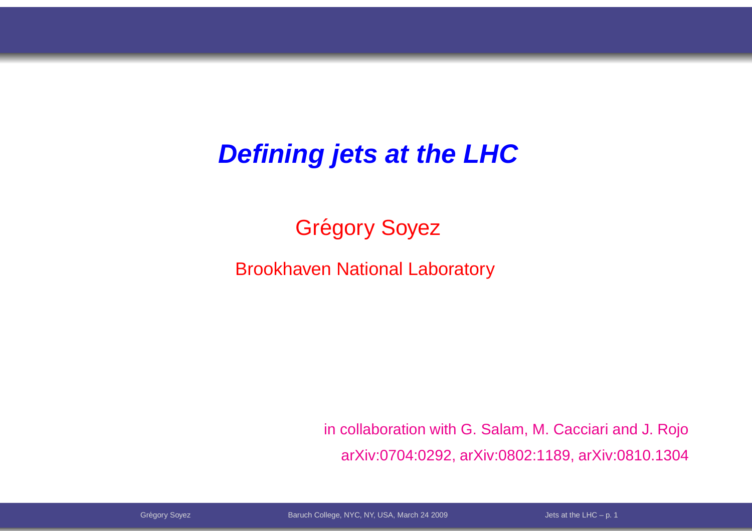# *Defining jets at the LHC*

Grégory Soyez

Brookhaven National Laboratory

in collaboration with G. Salam, M. Cacciari and J. Rojo

arXiv:0704:0292, arXiv:0802:1189, arXiv:0810.1304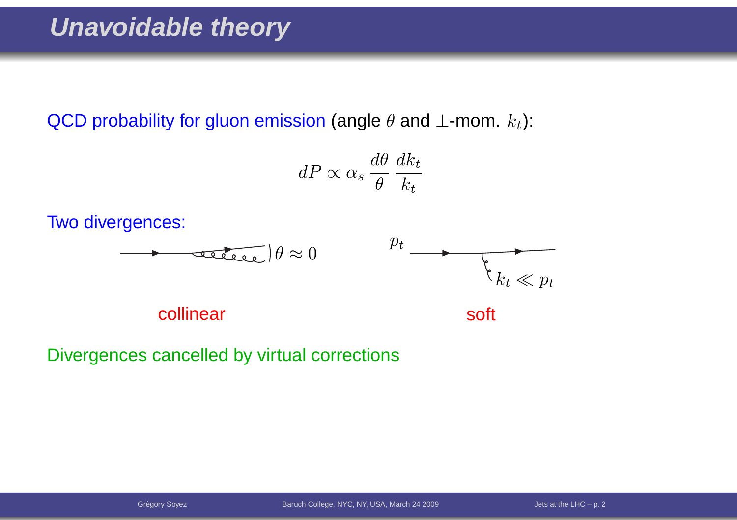# Unavoidable theory

QCD probability for gluon emission (angle $\theta$ and $\perp$-mom. $k_t$):

$$dP \propto \alpha_s \frac{d\theta}{\theta} \frac{dk_t}{k_t}$$

Two divergences:

$\theta \approx 0$ — collinear

$p_t$, $k_t \ll p_t$ — soft

Divergences cancelled by virtual corrections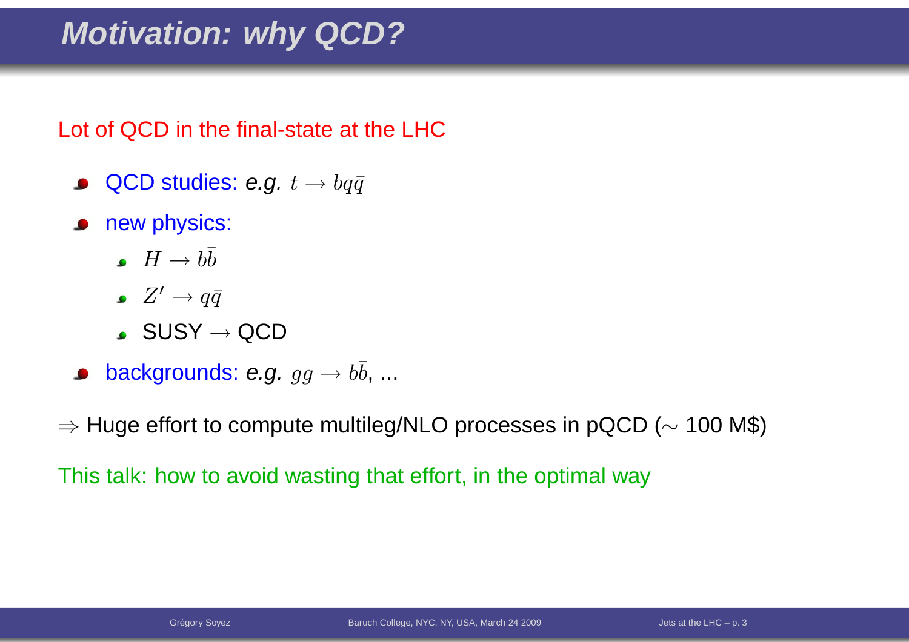# Motivation: why QCD?

Lot of QCD in the final-state at the LHC

- QCD studies: *e.g.* $t \to bq\bar{q}$
- new physics:
  - $H \to b\bar{b}$
  - $Z' \to q\bar{q}$
  - SUSY $\to$ QCD
- backgrounds: *e.g.* $gg \to b\bar{b}$, ...

$\Rightarrow$ Huge effort to compute multileg/NLO processes in pQCD ($\sim$ 100 M$)

This talk: how to avoid wasting that effort, in the optimal way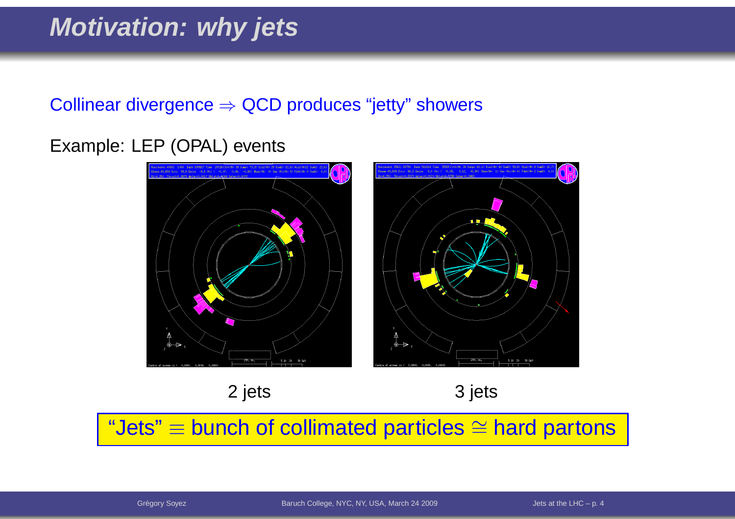# Motivation: why jets

Collinear divergence $\Rightarrow$ QCD produces “jetty” showers

Example: LEP (OPAL) events

2 jets                3 jets

“Jets” $\equiv$ bunch of collimated particles $\cong$ hard partons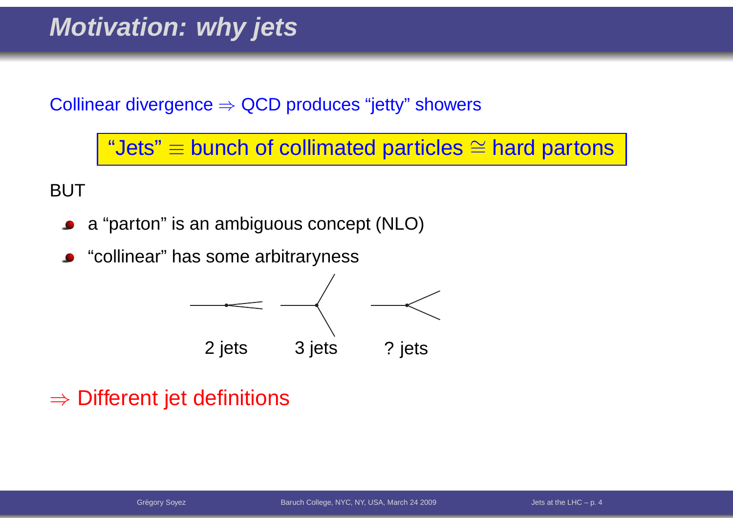# Motivation: why jets

Collinear divergence $\Rightarrow$ QCD produces "jetty" showers

"Jets" $\equiv$ bunch of collimated particles $\cong$ hard partons

BUT

- a "parton" is an ambiguous concept (NLO)
- "collinear" has some arbitraryness

2 jets 3 jets ? jets

$\Rightarrow$ Different jet definitions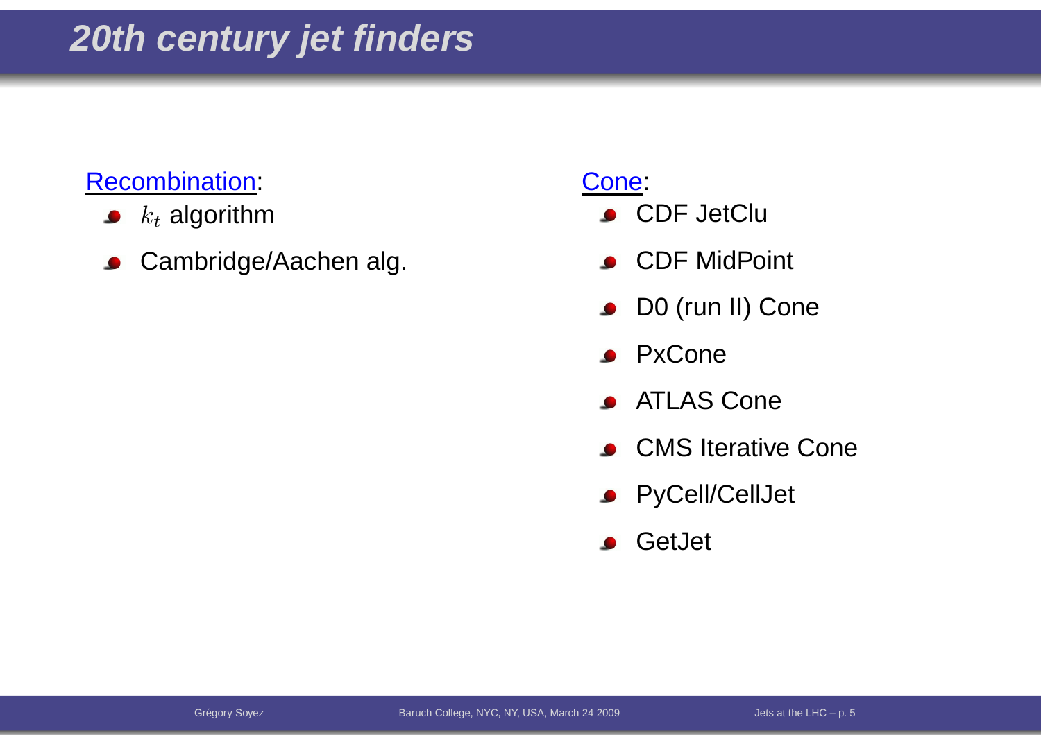# 20th century jet finders

Recombination:

- $k_t$ algorithm
- Cambridge/Aachen alg.

Cone:

- CDF JetClu
- CDF MidPoint
- D0 (run II) Cone
- PxCone
- ATLAS Cone
- CMS Iterative Cone
- PyCell/CellJet
- GetJet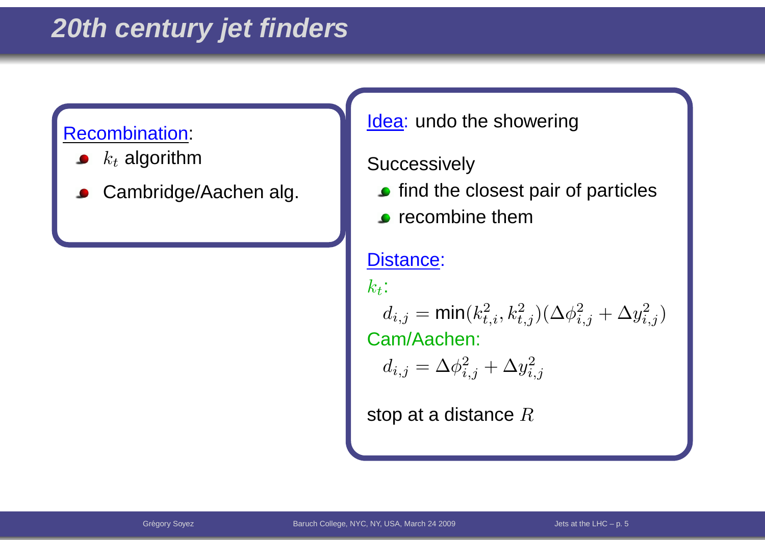# 20th century jet finders

Recombination:

- $k_t$ algorithm
- Cambridge/Aachen alg.

Idea: undo the showering

Successively

- find the closest pair of particles
- recombine them

Distance:

$k_t$:

$$d_{i,j} = \min(k_{t,i}^2, k_{t,j}^2)(\Delta\phi_{i,j}^2 + \Delta y_{i,j}^2)$$

Cam/Aachen:

$$d_{i,j} = \Delta\phi_{i,j}^2 + \Delta y_{i,j}^2$$

stop at a distance $R$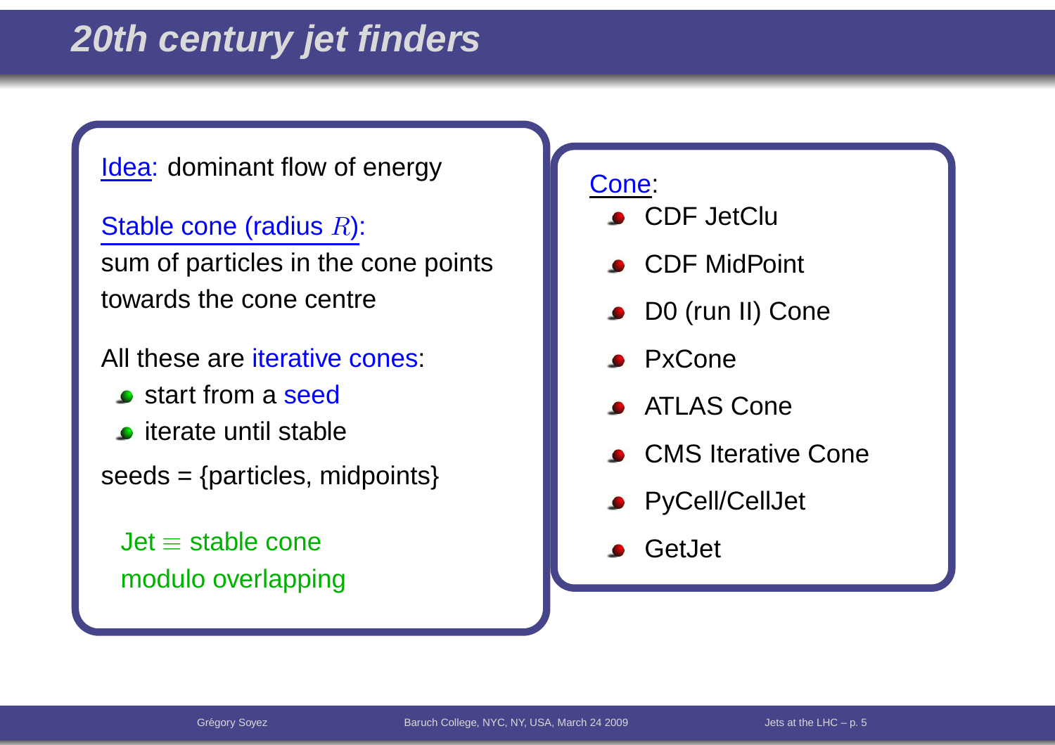# 20th century jet finders

Idea: dominant flow of energy

Stable cone (radius $R$):
sum of particles in the cone points towards the cone centre

All these are iterative cones:

- start from a seed
- iterate until stable

seeds = {particles, midpoints}

Jet $\equiv$ stable cone modulo overlapping

Cone:

- CDF JetClu
- CDF MidPoint
- D0 (run II) Cone
- PxCone
- ATLAS Cone
- CMS Iterative Cone
- PyCell/CellJet
- GetJet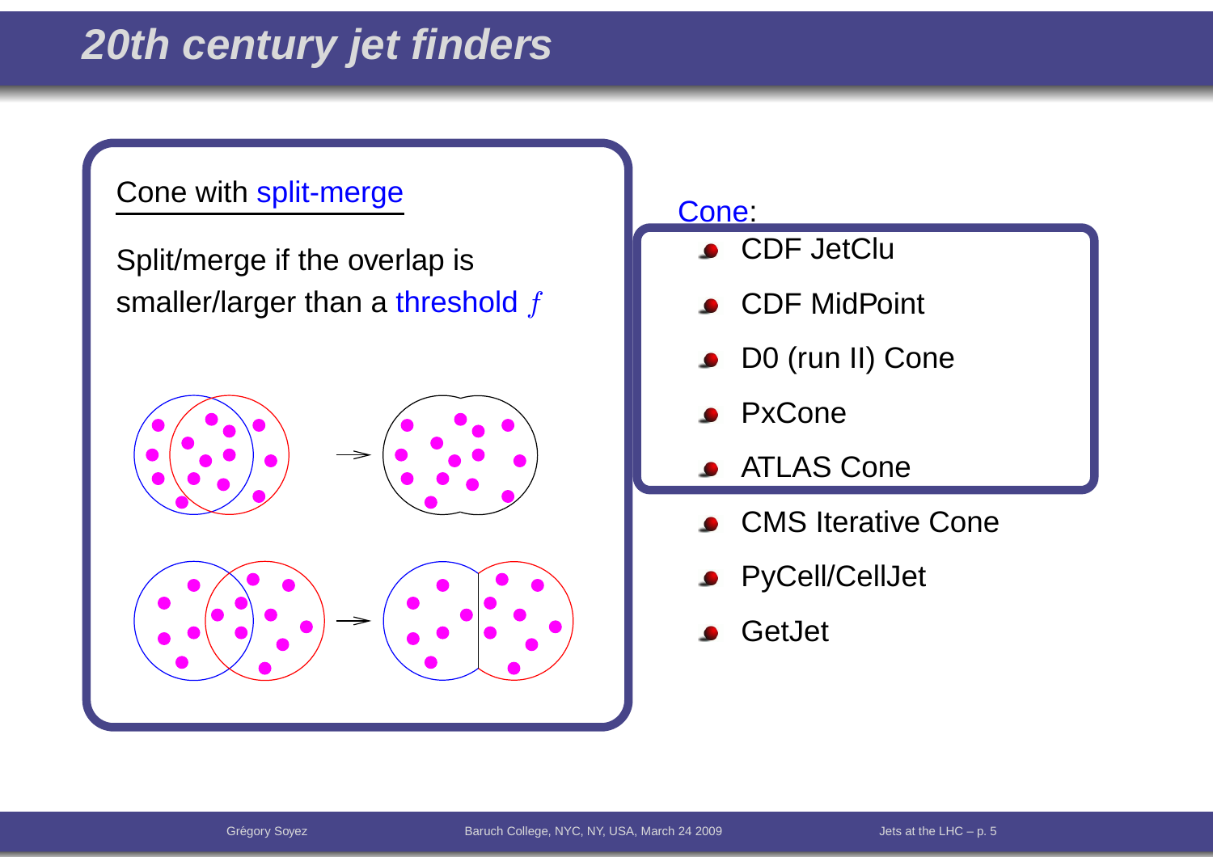# 20th century jet finders

Cone with split-merge

Split/merge if the overlap is smaller/larger than a threshold $f$

Cone:

- CDF JetClu
- CDF MidPoint
- D0 (run II) Cone
- PxCone
- ATLAS Cone
- CMS Iterative Cone
- PyCell/CellJet
- GetJet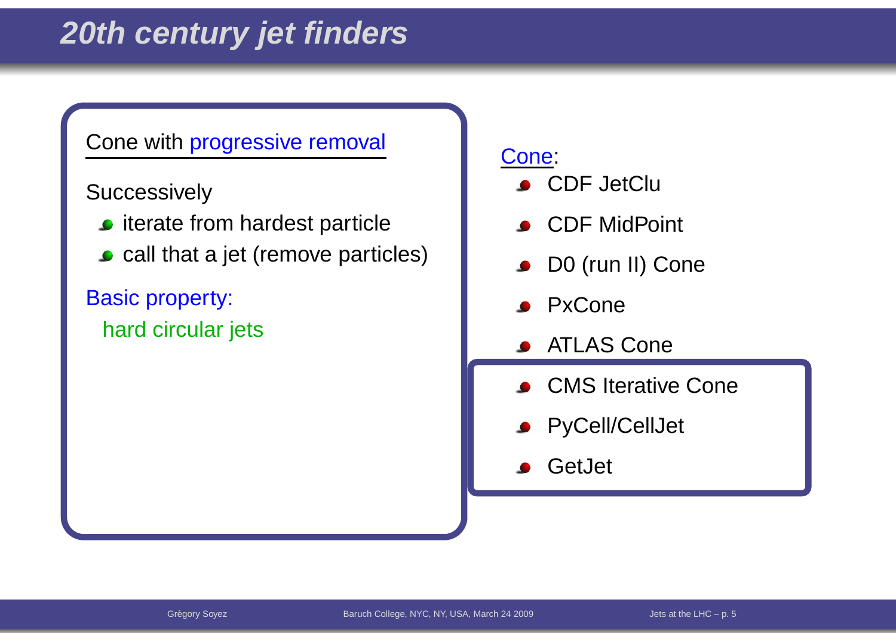# 20th century jet finders

**Cone with progressive removal**

Successively

- iterate from hardest particle
- call that a jet (remove particles)

Basic property:

hard circular jets

Cone:

- CDF JetClu
- CDF MidPoint
- D0 (run II) Cone
- PxCone
- ATLAS Cone
- CMS Iterative Cone
- PyCell/CellJet
- GetJet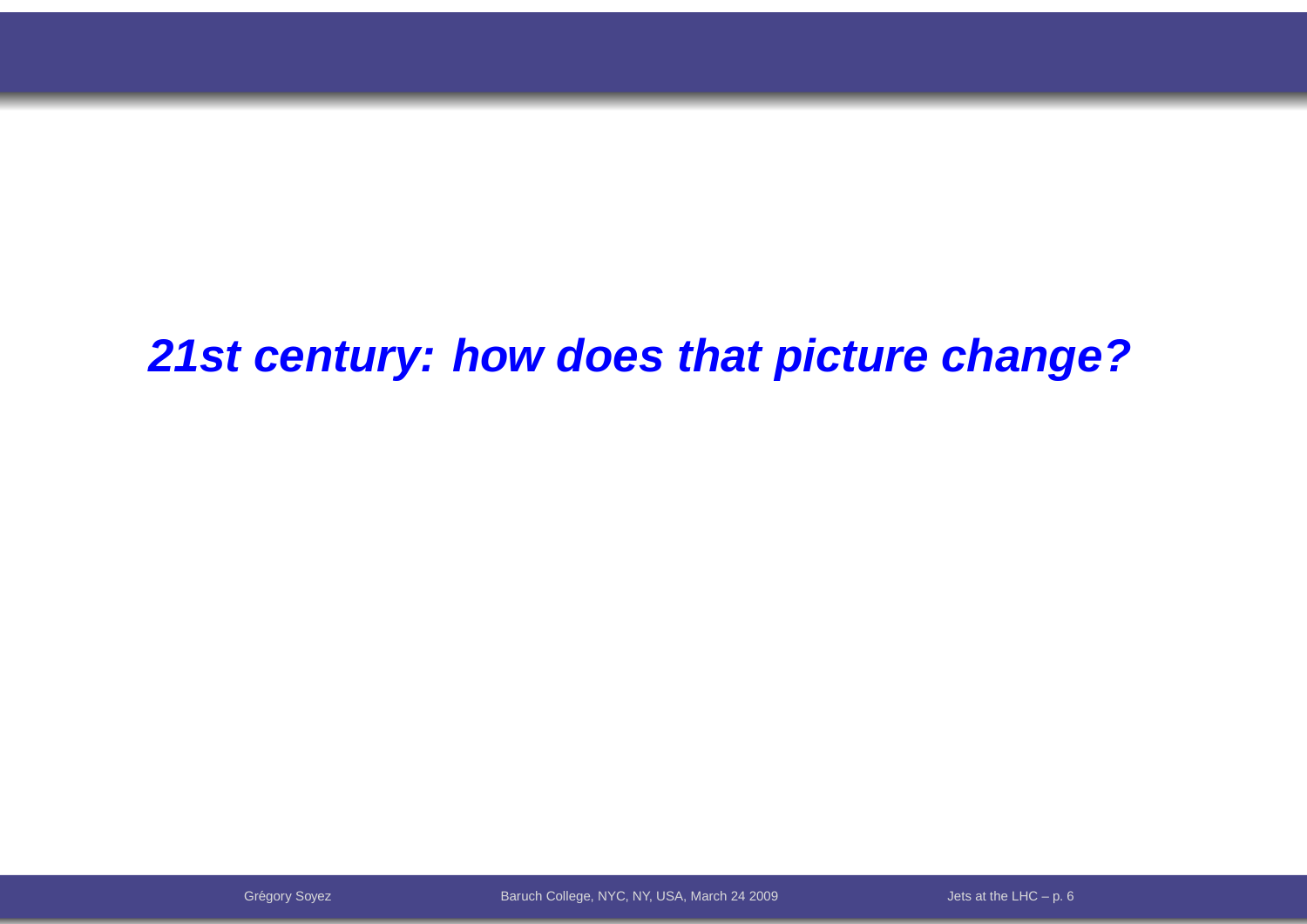***21st century: how does that picture change?***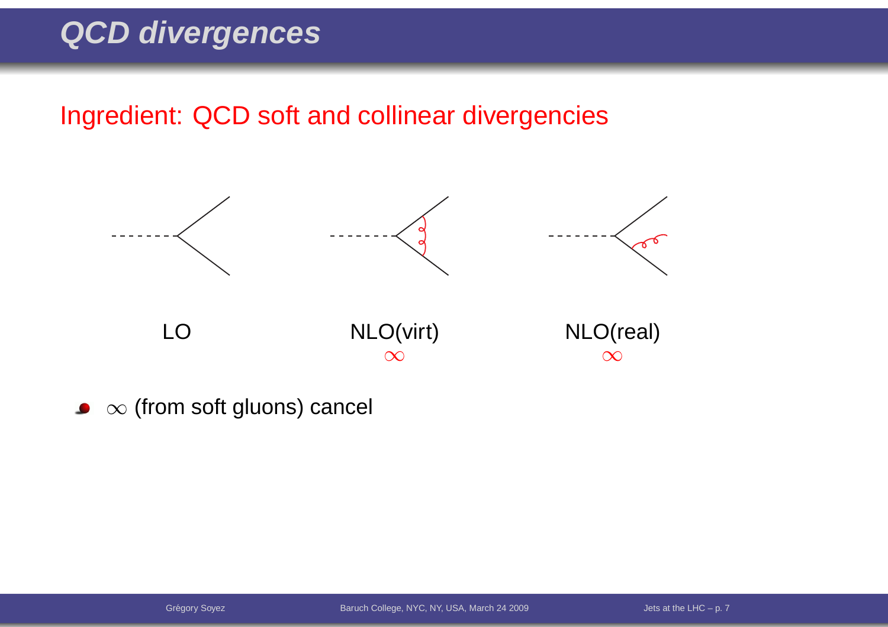# QCD divergences

Ingredient: QCD soft and collinear divergencies

LO

NLO(virt)

$\infty$

NLO(real)

$\infty$

- $\infty$ (from soft gluons) cancel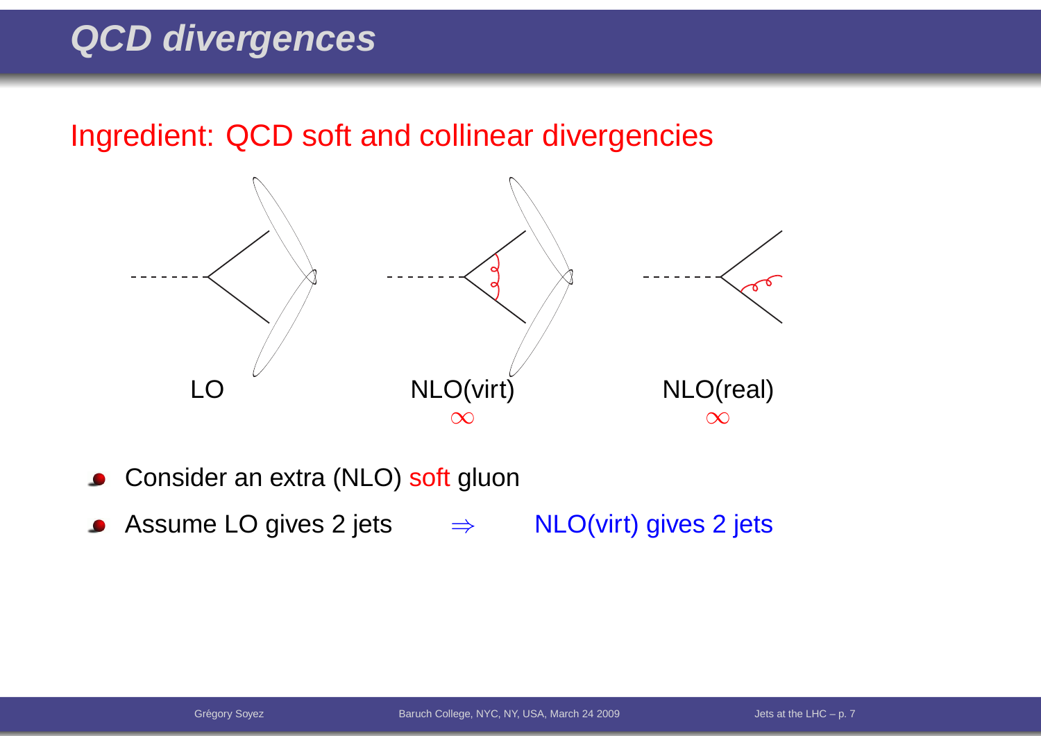# QCD divergences

Ingredient: QCD soft and collinear divergencies

LO

NLO(virt)

$\infty$

NLO(real)

$\infty$

- Consider an extra (NLO) soft gluon
- Assume LO gives 2 jets $\Rightarrow$ NLO(virt) gives 2 jets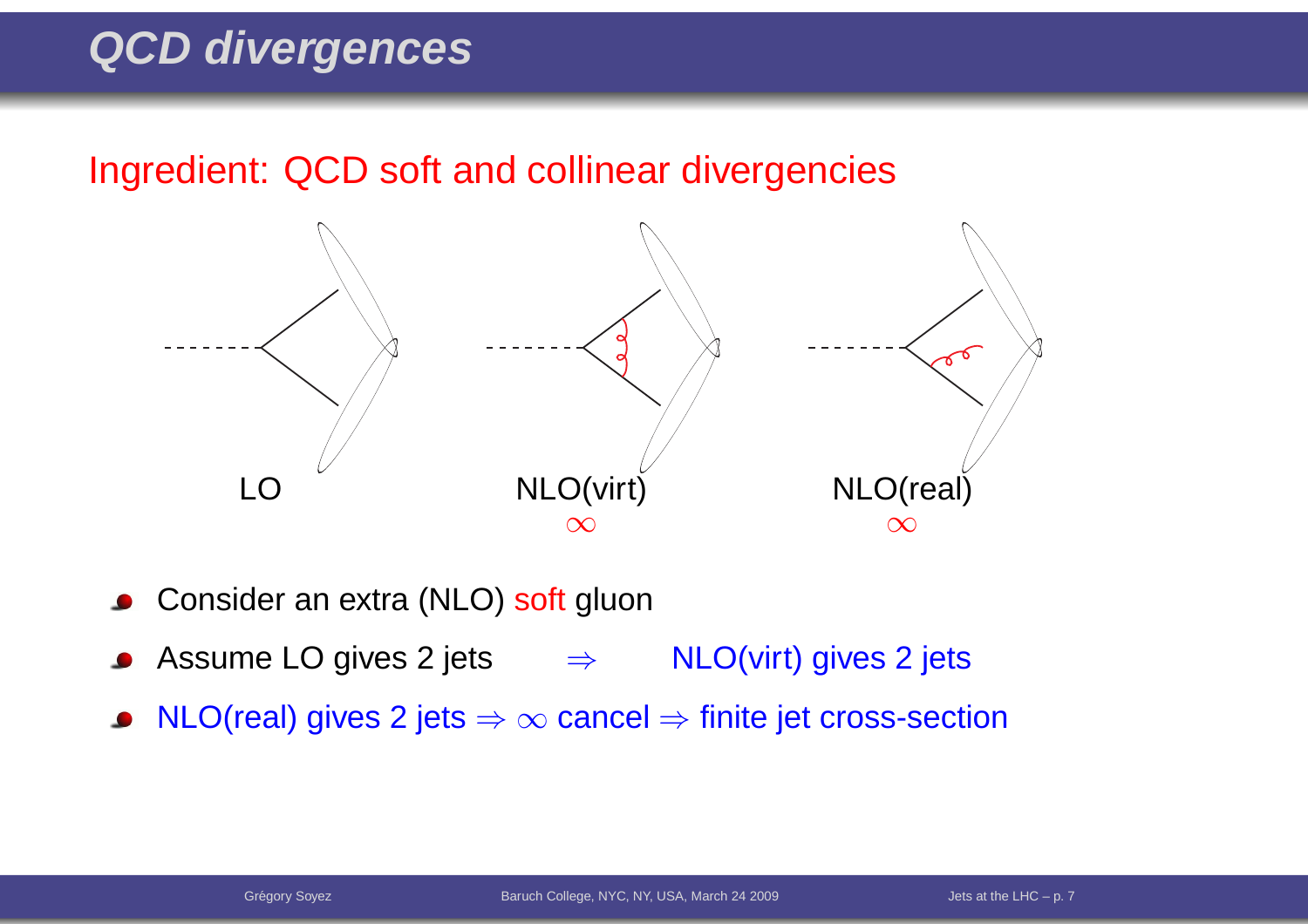# QCD divergences

Ingredient: QCD soft and collinear divergencies

LO

NLO(virt)

$\infty$

NLO(real)

$\infty$

- Consider an extra (NLO) soft gluon
- Assume LO gives 2 jets $\Rightarrow$ NLO(virt) gives 2 jets
- NLO(real) gives 2 jets $\Rightarrow \infty$ cancel $\Rightarrow$ finite jet cross-section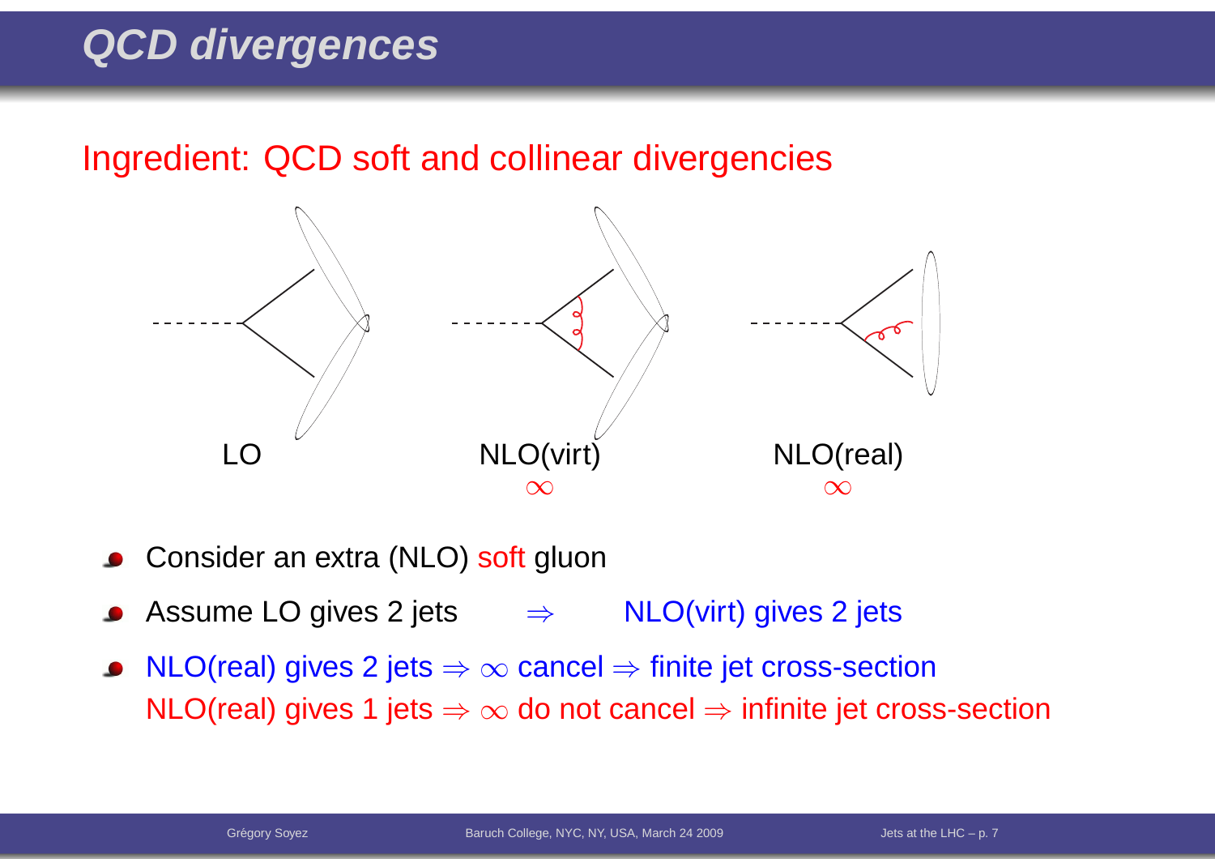# QCD divergences

Ingredient: QCD soft and collinear divergencies

LO

NLO(virt)

$\infty$

NLO(real)

$\infty$

- Consider an extra (NLO) soft gluon
- Assume LO gives 2 jets $\Rightarrow$ NLO(virt) gives 2 jets
- NLO(real) gives 2 jets $\Rightarrow$ $\infty$ cancel $\Rightarrow$ finite jet cross-section
  NLO(real) gives 1 jets $\Rightarrow$ $\infty$ do not cancel $\Rightarrow$ infinite jet cross-section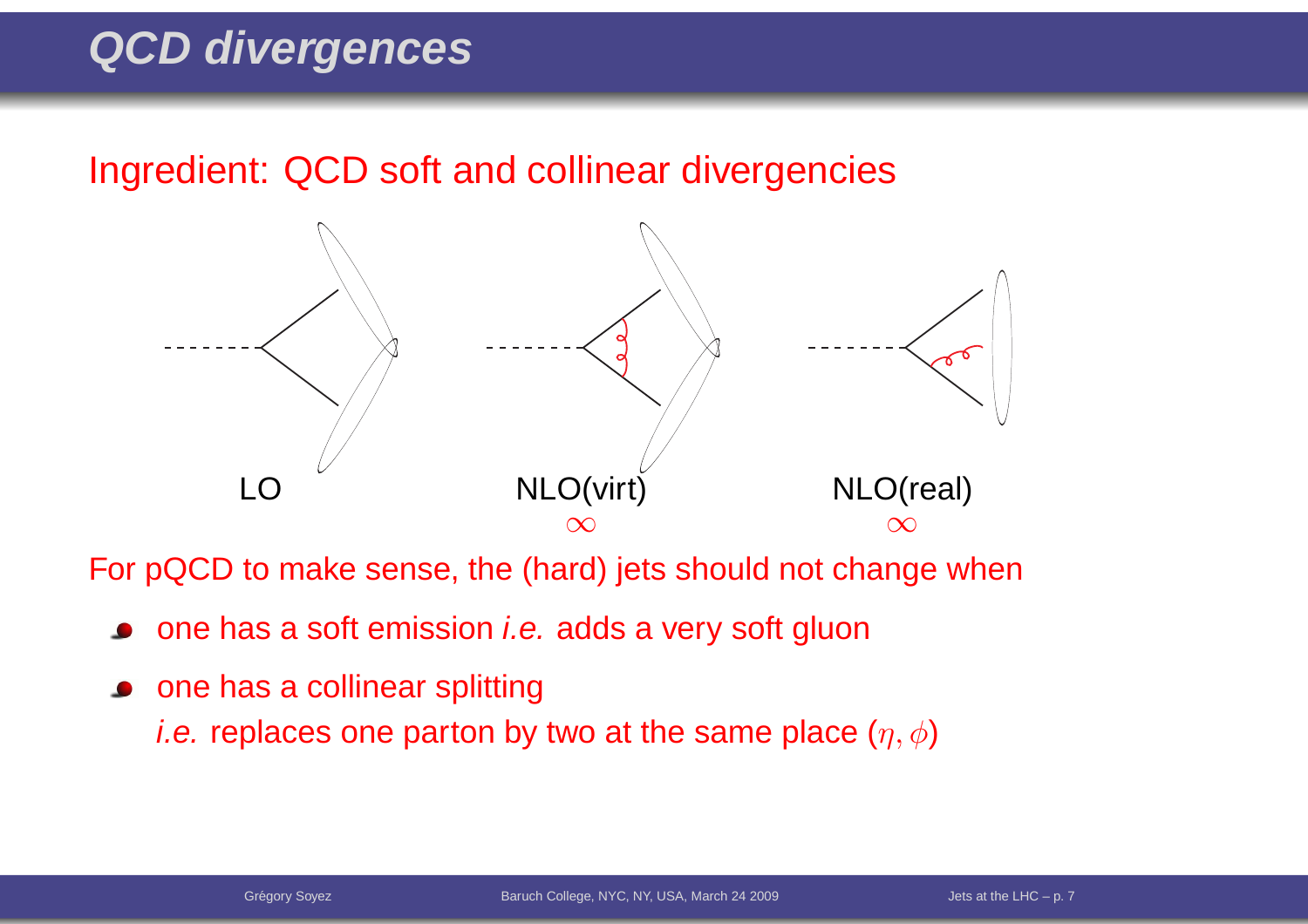# QCD divergences

Ingredient: QCD soft and collinear divergencies

LO

NLO(virt)

$\infty$

NLO(real)

$\infty$

For pQCD to make sense, the (hard) jets should not change when

- one has a soft emission *i.e.* adds a very soft gluon
- one has a collinear splitting
  *i.e.* replaces one parton by two at the same place ($\eta, \phi$)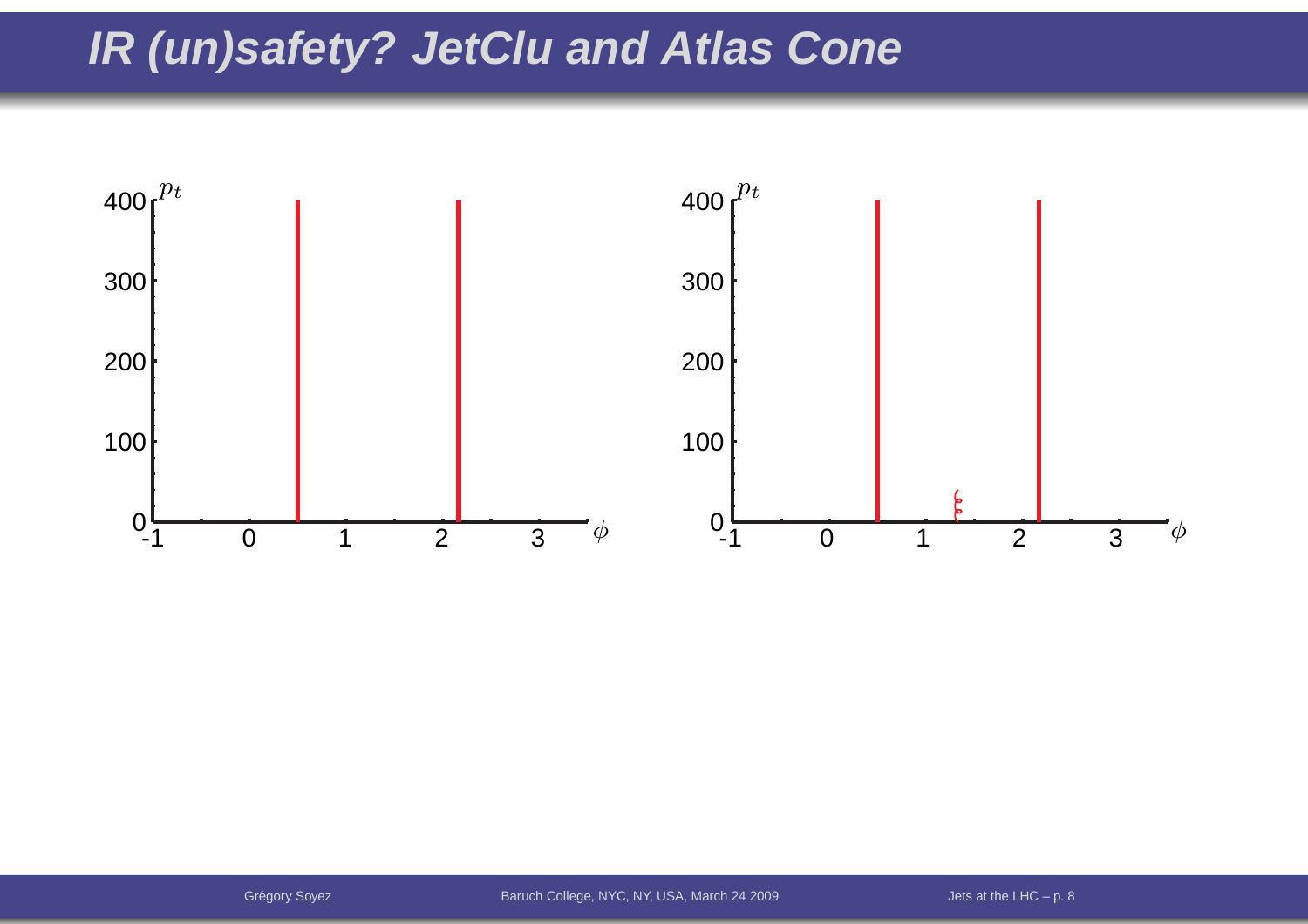# IR (un)safety? JetClu and Atlas Cone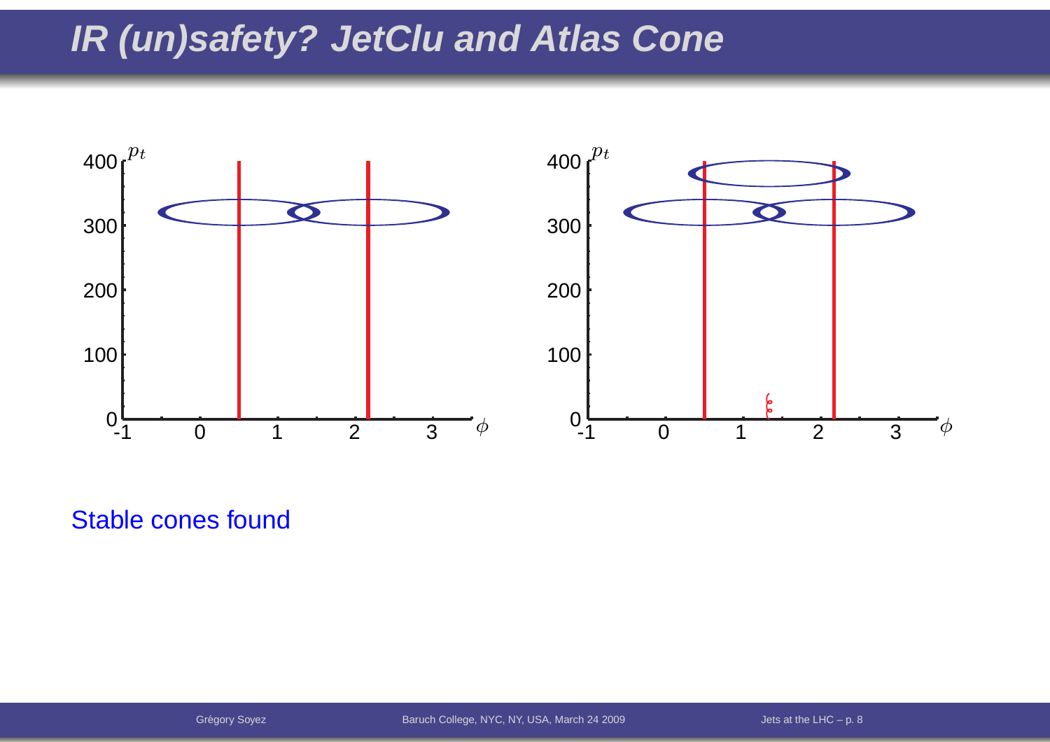# IR (un)safety? JetClu and Atlas Cone

Stable cones found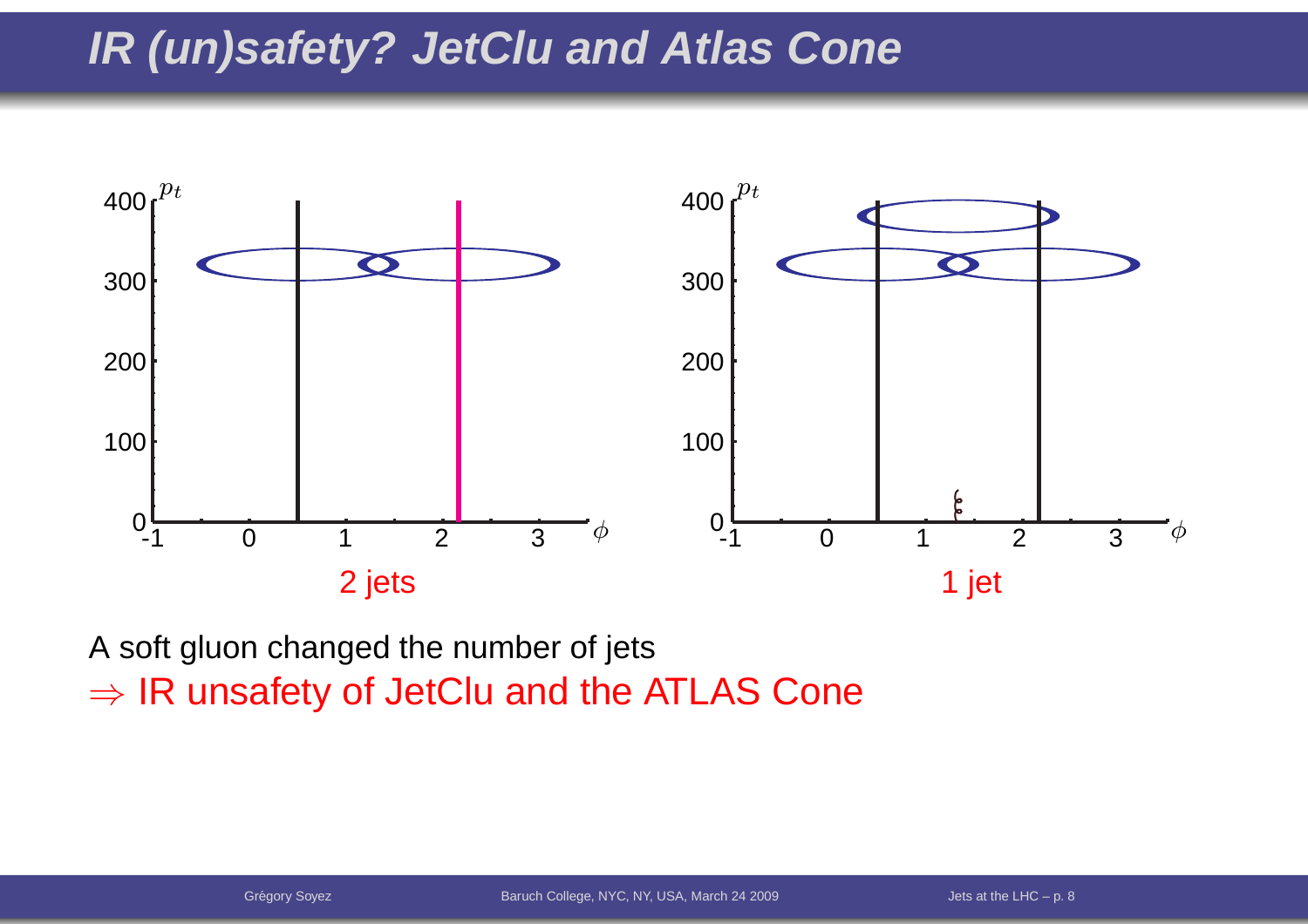# IR (un)safety? JetClu and Atlas Cone

2 jets

1 jet

A soft gluon changed the number of jets

$\Rightarrow$ IR unsafety of JetClu and the ATLAS Cone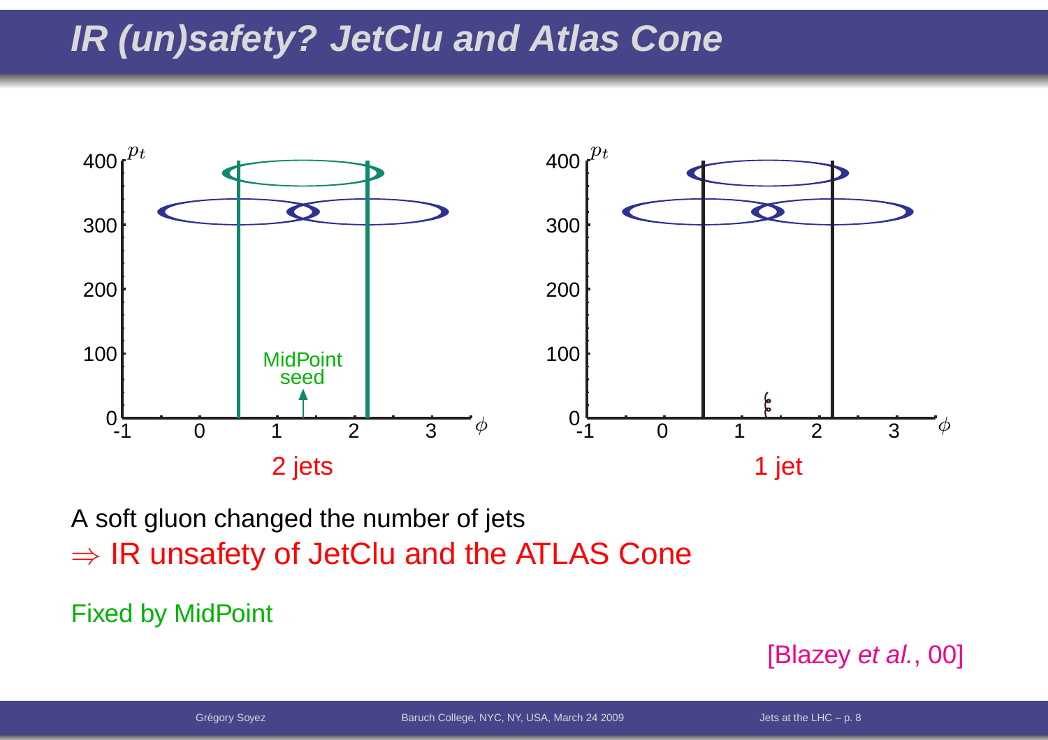# IR (un)safety? JetClu and Atlas Cone

2 jets

1 jet

A soft gluon changed the number of jets

$\Rightarrow$ IR unsafety of JetClu and the ATLAS Cone

Fixed by MidPoint

[Blazey *et al.*, 00]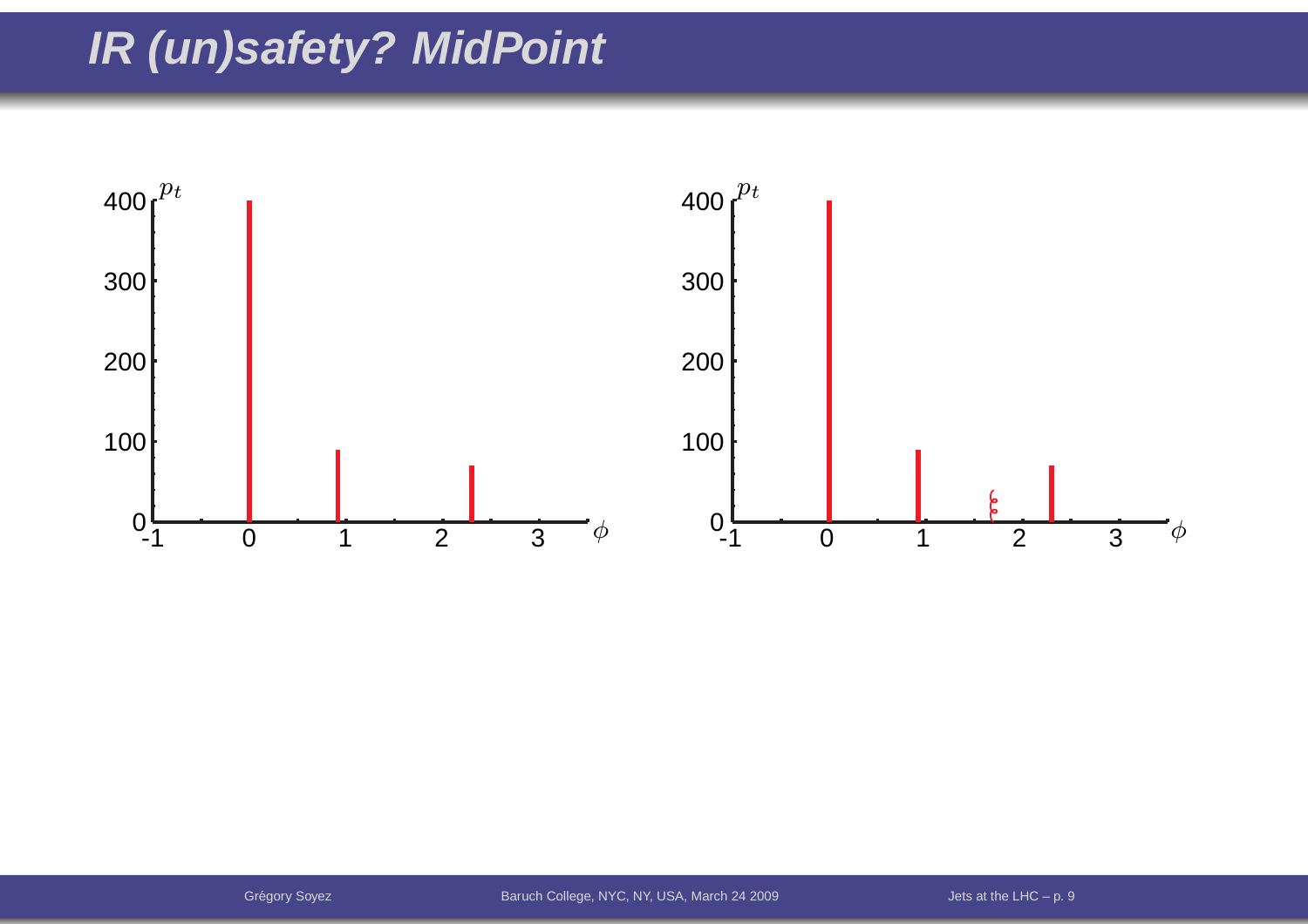# IR (un)safety? MidPoint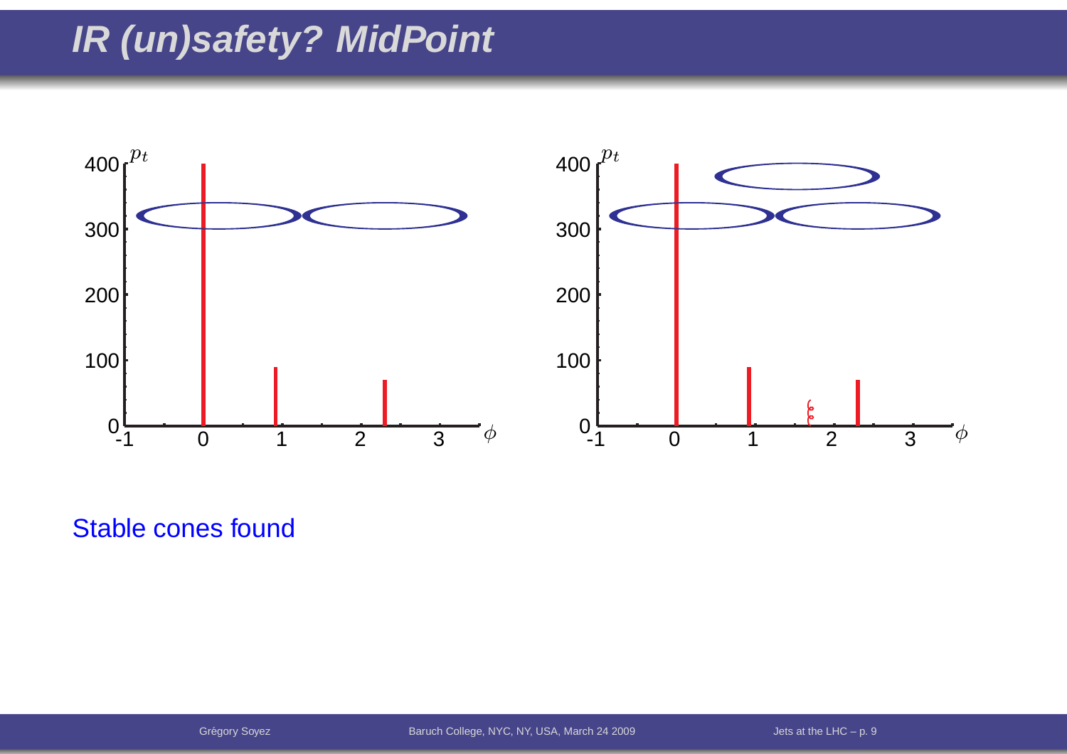# IR (un)safety? MidPoint

Stable cones found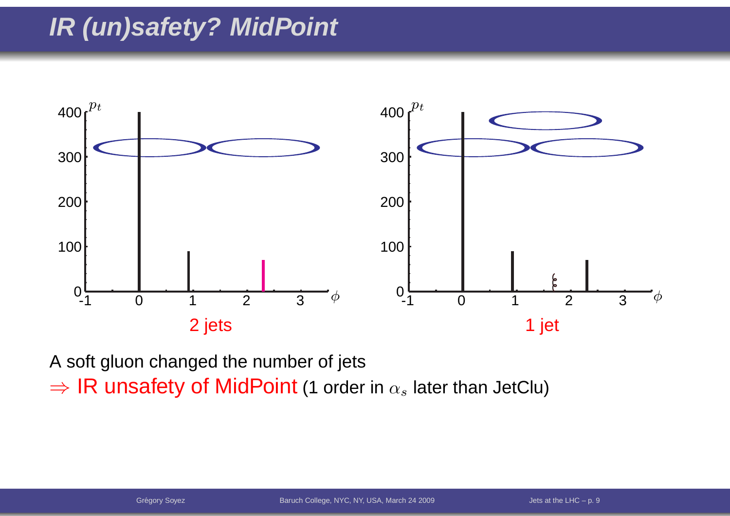# IR (un)safety? MidPoint

2 jets

1 jet

A soft gluon changed the number of jets

$\Rightarrow$ IR unsafety of MidPoint (1 order in $\alpha_s$ later than JetClu)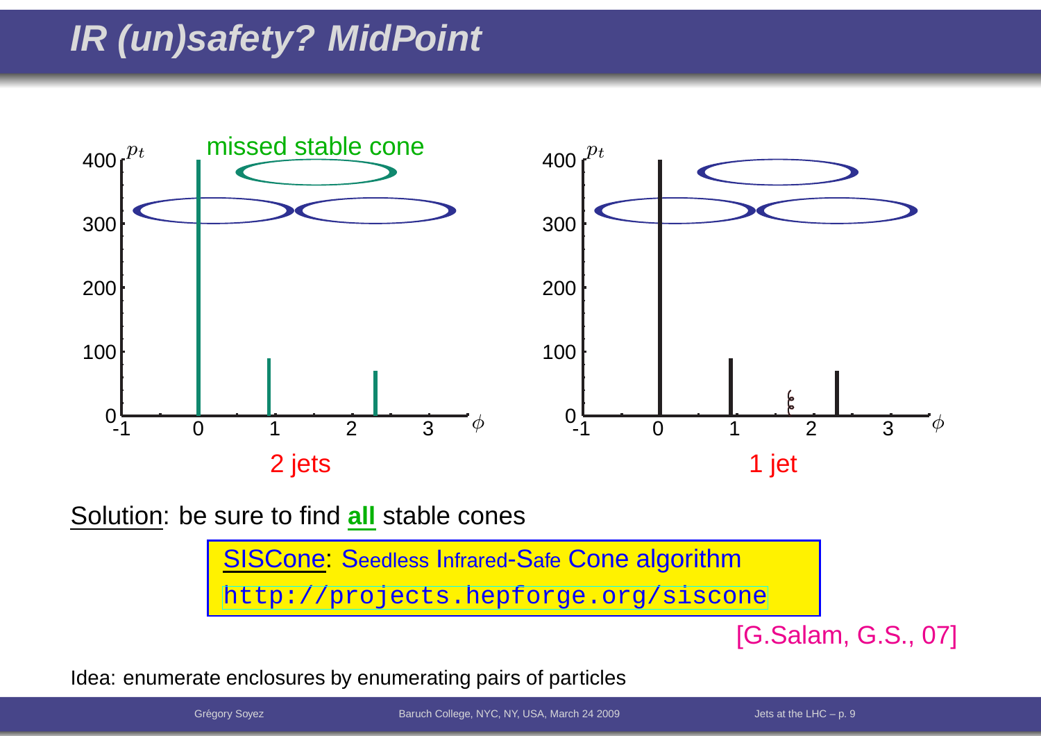# IR (un)safety? MidPoint

missed stable cone

2 jets

1 jet

Solution: be sure to find **all** stable cones

SISCone: Seedless Infrared-Safe Cone algorithm
http://projects.hepforge.org/siscone

[G.Salam, G.S., 07]

Idea: enumerate enclosures by enumerating pairs of particles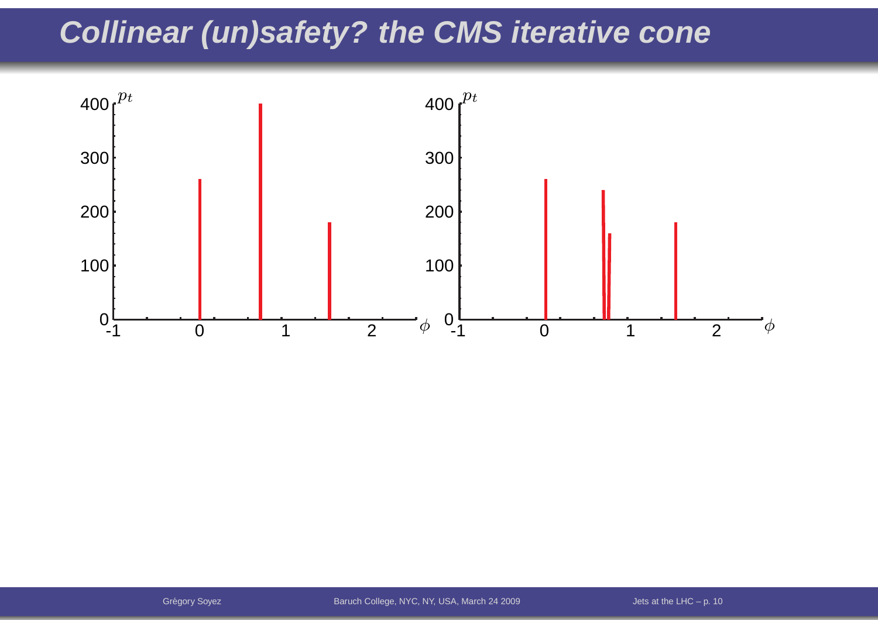# Collinear (un)safety? the CMS iterative cone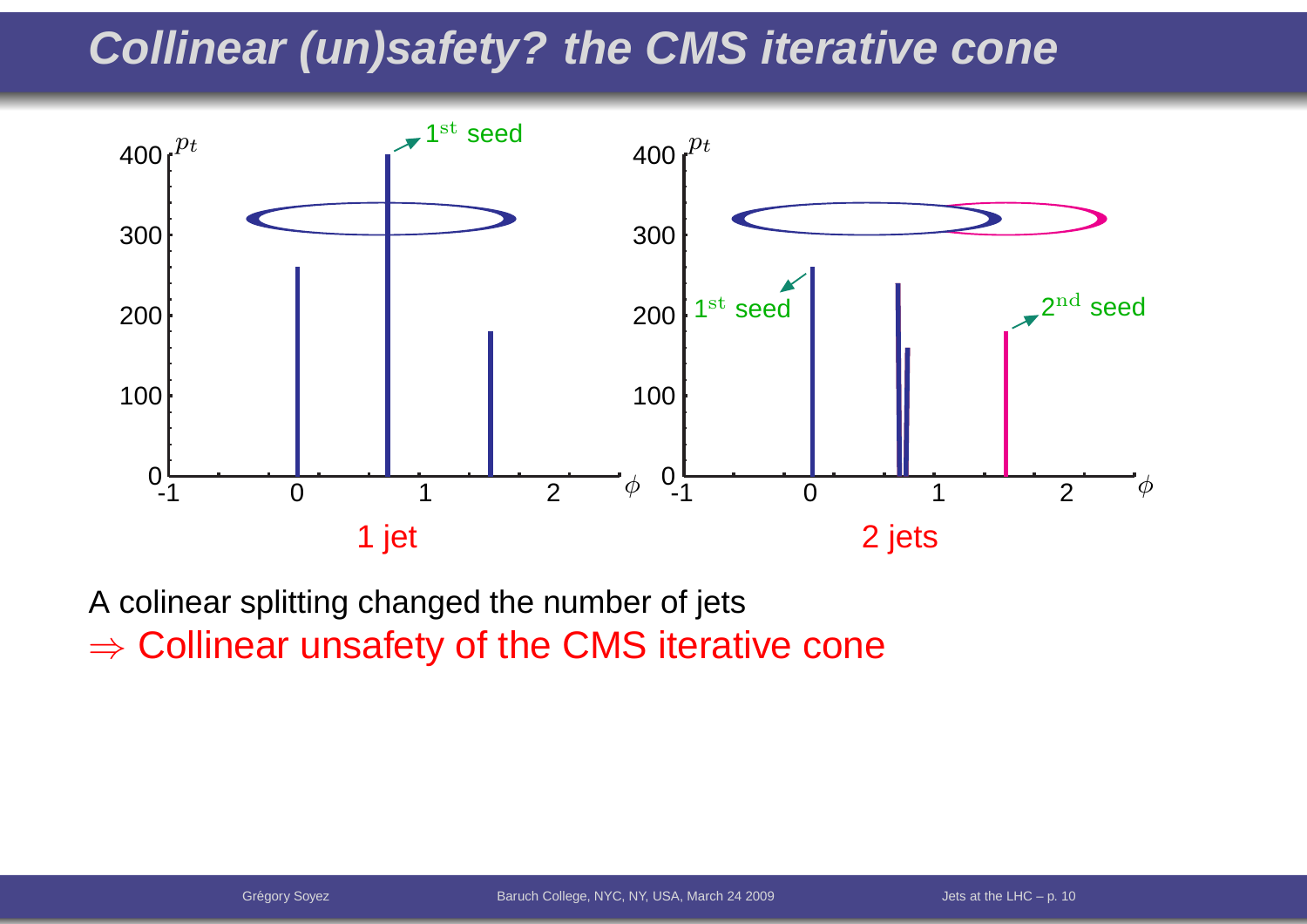# Collinear (un)safety? the CMS iterative cone

1 jet

2 jets

A colinear splitting changed the number of jets

$\Rightarrow$ Collinear unsafety of the CMS iterative cone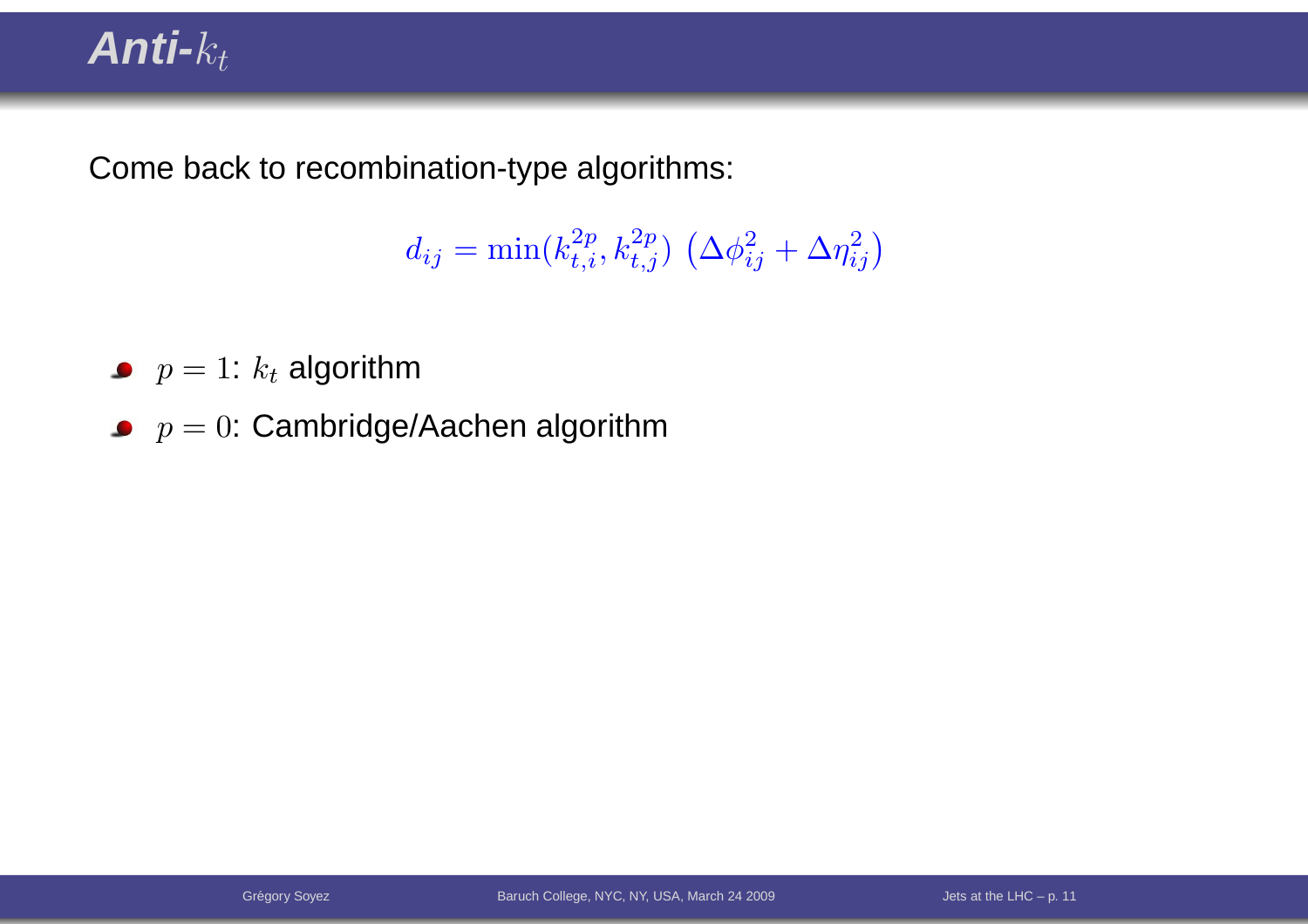# Anti-$k_t$

Come back to recombination-type algorithms:

$$d_{ij} = \min(k_{t,i}^{2p}, k_{t,j}^{2p}) \left(\Delta\phi_{ij}^2 + \Delta\eta_{ij}^2\right)$$

- $p = 1$: $k_t$ algorithm
- $p = 0$: Cambridge/Aachen algorithm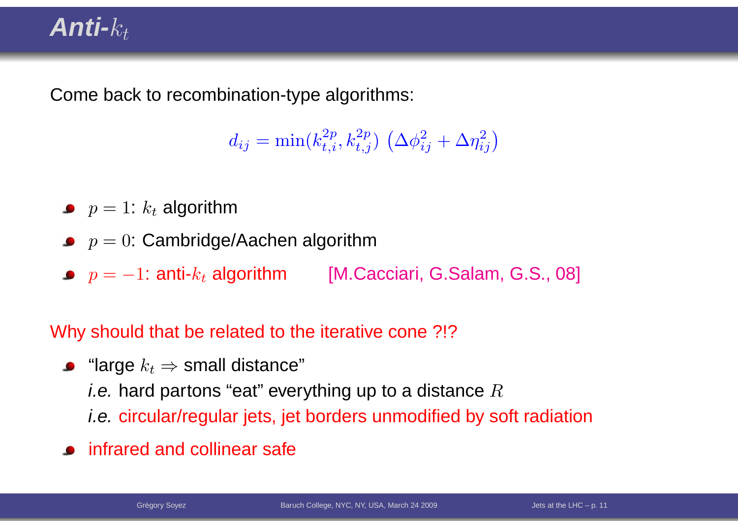# Anti-$k_t$

Come back to recombination-type algorithms:

$$d_{ij} = \min(k_{t,i}^{2p}, k_{t,j}^{2p}) \left(\Delta\phi_{ij}^2 + \Delta\eta_{ij}^2\right)$$

- $p = 1$: $k_t$ algorithm
- $p = 0$: Cambridge/Aachen algorithm
- $p = -1$: anti-$k_t$ algorithm [M.Cacciari, G.Salam, G.S., 08]

Why should that be related to the iterative cone ?!?

- "large $k_t \Rightarrow$ small distance"
  *i.e.* hard partons "eat" everything up to a distance $R$
  *i.e.* circular/regular jets, jet borders unmodified by soft radiation
- infrared and collinear safe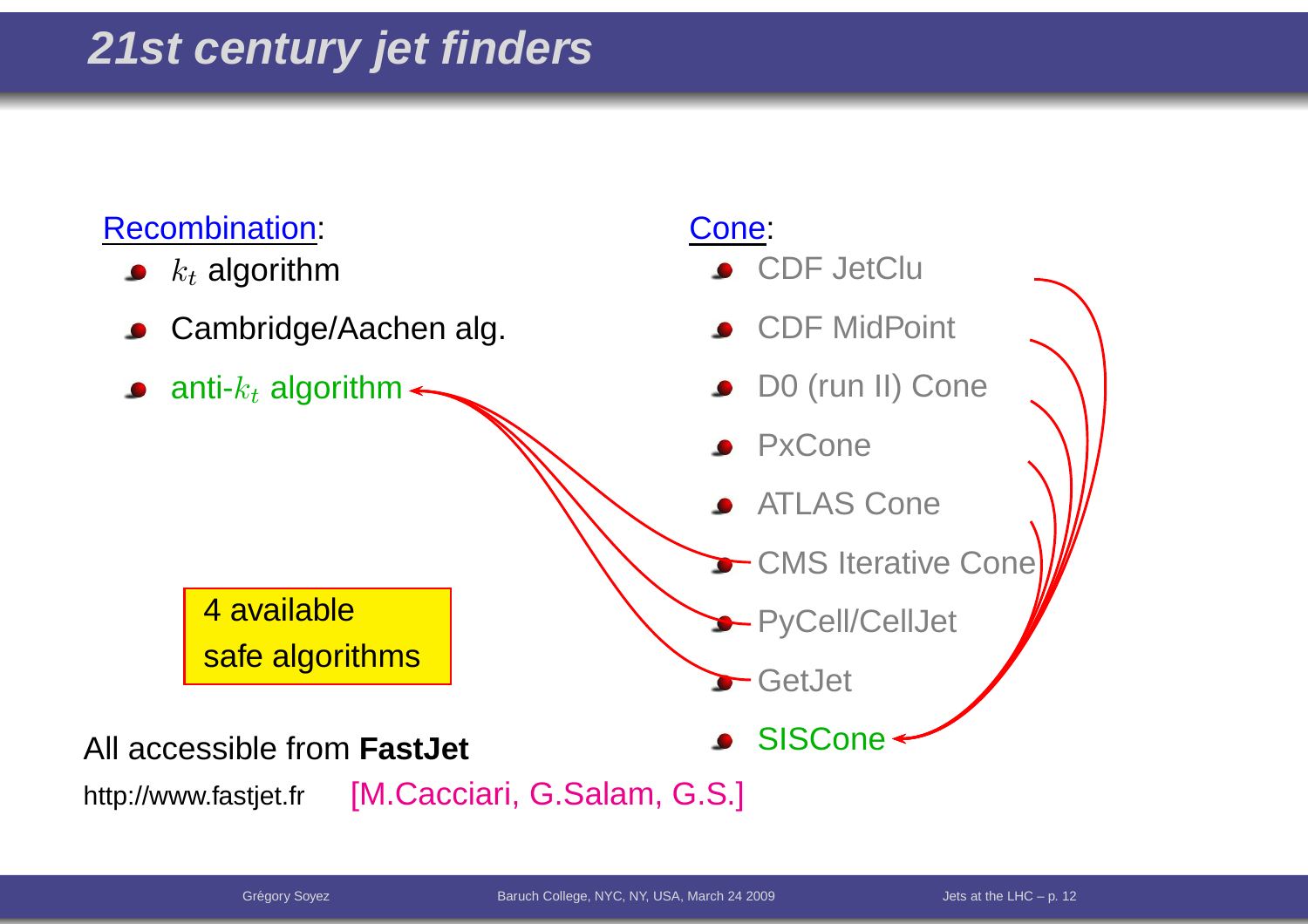# 21st century jet finders

Recombination:

- $k_t$ algorithm
- Cambridge/Aachen alg.
- anti-$k_t$ algorithm

Cone:

- CDF JetClu
- CDF MidPoint
- D0 (run II) Cone
- PxCone
- ATLAS Cone
- CMS Iterative Cone
- PyCell/CellJet
- GetJet
- SISCone

4 available safe algorithms

All accessible from **FastJet**

http://www.fastjet.fr [M.Cacciari, G.Salam, G.S.]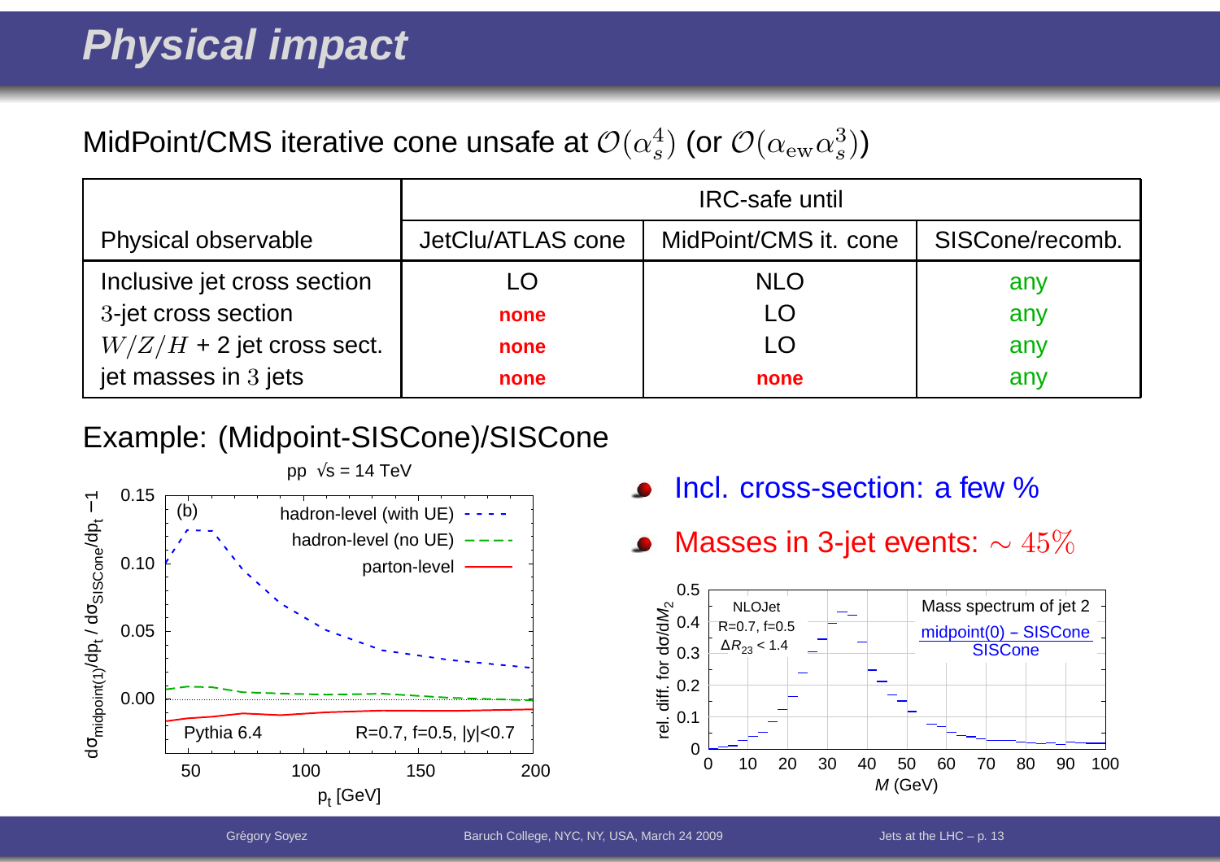# Physical impact

MidPoint/CMS iterative cone unsafe at $\mathcal{O}(\alpha_s^4)$ (or $\mathcal{O}(\alpha_{\rm ew}\alpha_s^3)$)

| Physical observable | IRC-safe until | | |
|---|---|---|---|
| | JetClu/ATLAS cone | MidPoint/CMS it. cone | SISCone/recomb. |
| Inclusive jet cross section | LO | NLO | any |
| $3$-jet cross section | **none** | LO | any |
| $W/Z/H$ + 2 jet cross sect. | **none** | LO | any |
| jet masses in $3$ jets | **none** | **none** | any |

Example: (Midpoint-SISCone)/SISCone

- Incl. cross-section: a few %
- Masses in 3-jet events: $\sim 45\%$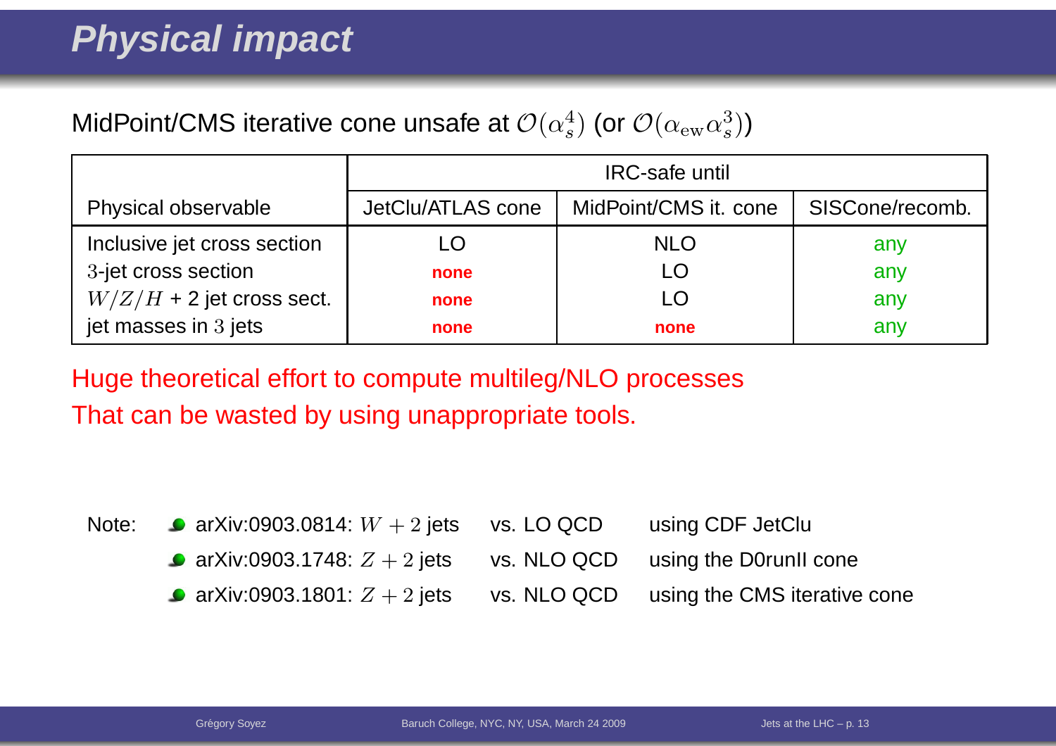# Physical impact

MidPoint/CMS iterative cone unsafe at $\mathcal{O}(\alpha_s^4)$ (or $\mathcal{O}(\alpha_{\rm ew}\alpha_s^3)$)

| | IRC-safe until | | |
|---|---|---|---|
| Physical observable | JetClu/ATLAS cone | MidPoint/CMS it. cone | SISCone/recomb. |
| Inclusive jet cross section | LO | NLO | any |
| $3$-jet cross section | **none** | LO | any |
| $W/Z/H$ + 2 jet cross sect. | **none** | LO | any |
| jet masses in $3$ jets | **none** | **none** | any |

Huge theoretical effort to compute multileg/NLO processes
That can be wasted by using unappropriate tools.

Note:

- arXiv:0903.0814: $W + 2$ jets vs. LO QCD using CDF JetClu
- arXiv:0903.1748: $Z + 2$ jets vs. NLO QCD using the D0runII cone
- arXiv:0903.1801: $Z + 2$ jets vs. NLO QCD using the CMS iterative cone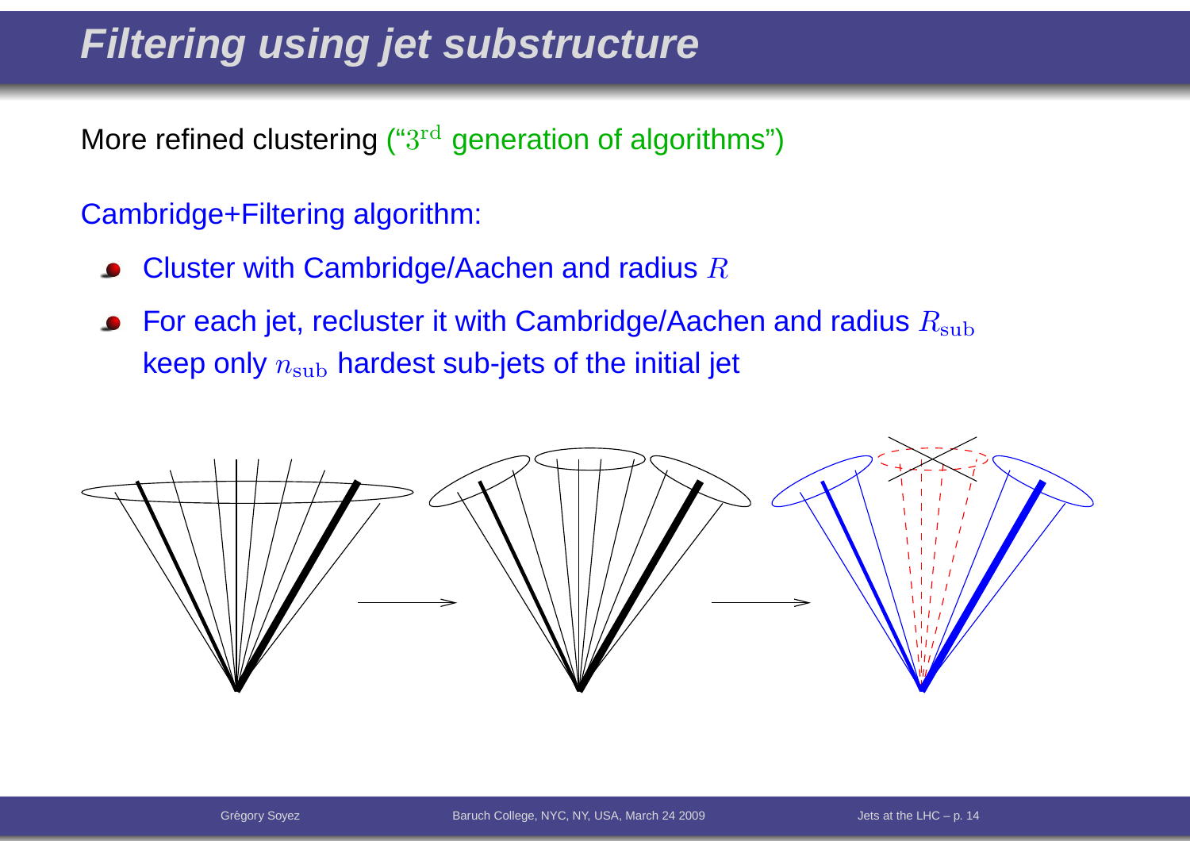# Filtering using jet substructure

More refined clustering ("$3^{\rm rd}$ generation of algorithms")

Cambridge+Filtering algorithm:

- Cluster with Cambridge/Aachen and radius $R$
- For each jet, recluster it with Cambridge/Aachen and radius $R_{\rm sub}$ keep only $n_{\rm sub}$ hardest sub-jets of the initial jet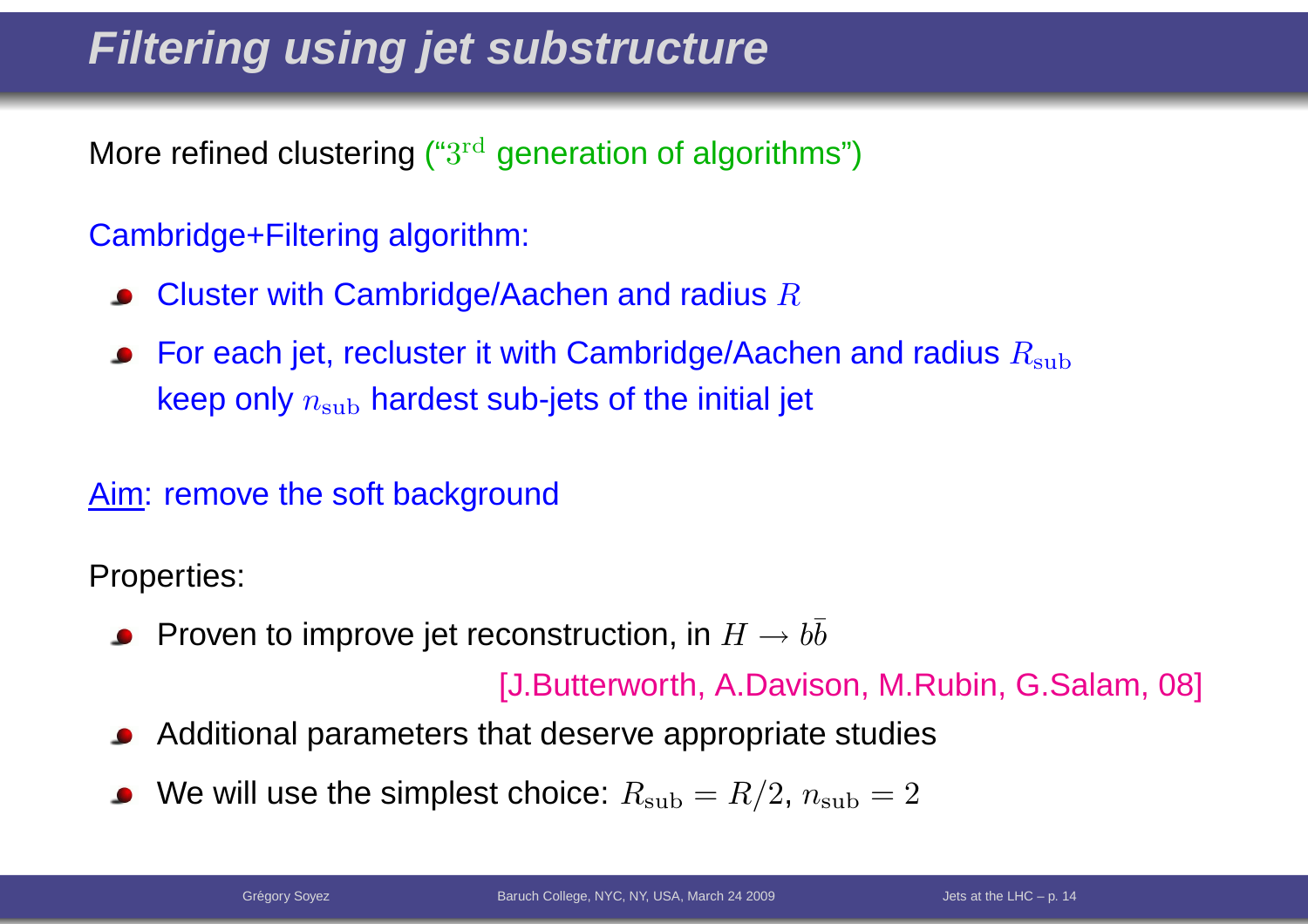# Filtering using jet substructure

More refined clustering ("$3^{\rm rd}$ generation of algorithms")

Cambridge+Filtering algorithm:

- Cluster with Cambridge/Aachen and radius $R$
- For each jet, recluster it with Cambridge/Aachen and radius $R_{\rm sub}$ keep only $n_{\rm sub}$ hardest sub-jets of the initial jet

Aim: remove the soft background

Properties:

- Proven to improve jet reconstruction, in $H \to b\bar{b}$

  [J.Butterworth, A.Davison, M.Rubin, G.Salam, 08]

- Additional parameters that deserve appropriate studies
- We will use the simplest choice: $R_{\rm sub} = R/2$, $n_{\rm sub} = 2$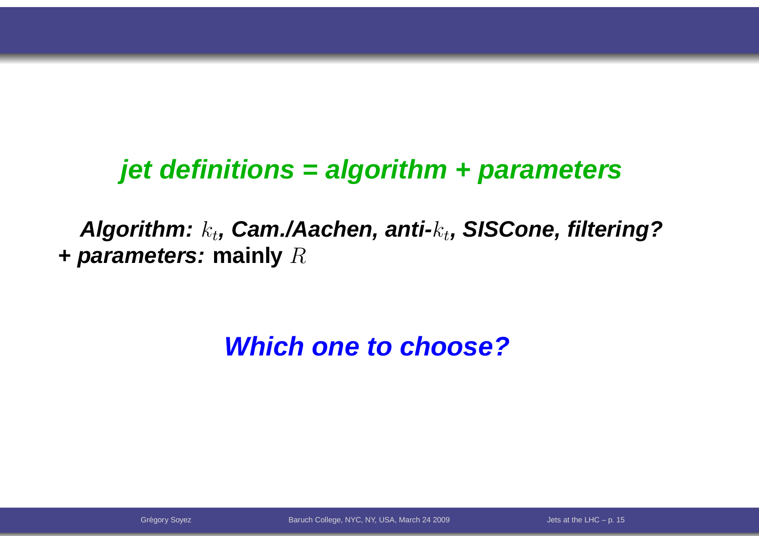## *jet definitions = algorithm + parameters*

***Algorithm:*** $k_t$***, Cam./Aachen, anti-***$k_t$***, SISCone, filtering?***
**+ *parameters:* mainly** $R$

## *Which one to choose?*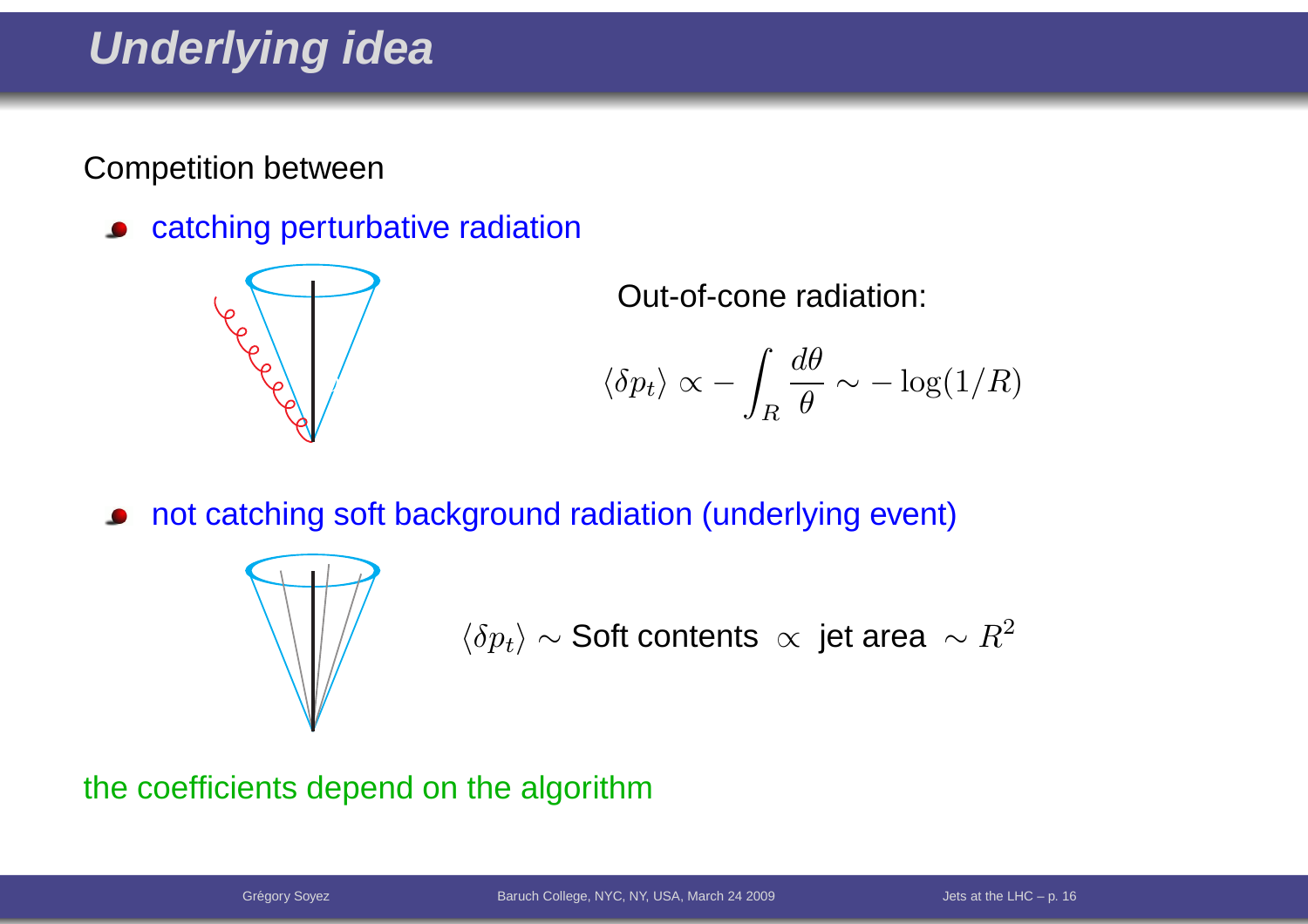# Underlying idea

Competition between

- catching perturbative radiation

Out-of-cone radiation:

$$\langle \delta p_t \rangle \propto -\int_R \frac{d\theta}{\theta} \sim -\log(1/R)$$

- not catching soft background radiation (underlying event)

$\langle \delta p_t \rangle \sim$ Soft contents $\propto$ jet area $\sim R^2$

the coefficients depend on the algorithm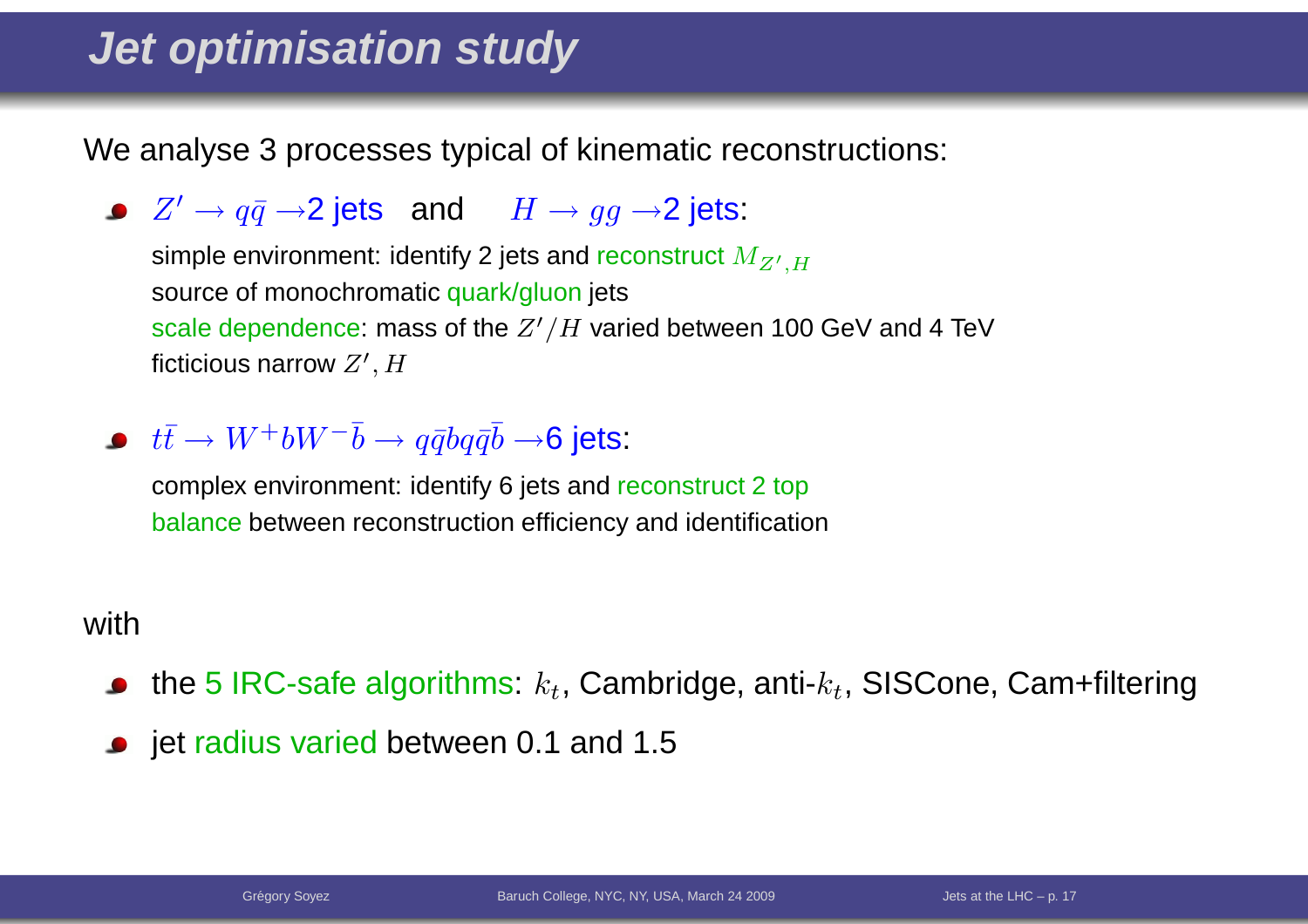# Jet optimisation study

We analyse 3 processes typical of kinematic reconstructions:

- $Z' \to q\bar{q} \to$2 jets and $H \to gg \to$2 jets:
  simple environment: identify 2 jets and reconstruct $M_{Z',H}$
  source of monochromatic quark/gluon jets
  scale dependence: mass of the $Z'/H$ varied between 100 GeV and 4 TeV
  ficticious narrow $Z', H$
- $t\bar{t} \to W^+bW^-\bar{b} \to q\bar{q}bq\bar{q}\bar{b} \to$6 jets:
  complex environment: identify 6 jets and reconstruct 2 top
  balance between reconstruction efficiency and identification

with

- the 5 IRC-safe algorithms: $k_t$, Cambridge, anti-$k_t$, SISCone, Cam+filtering
- jet radius varied between 0.1 and 1.5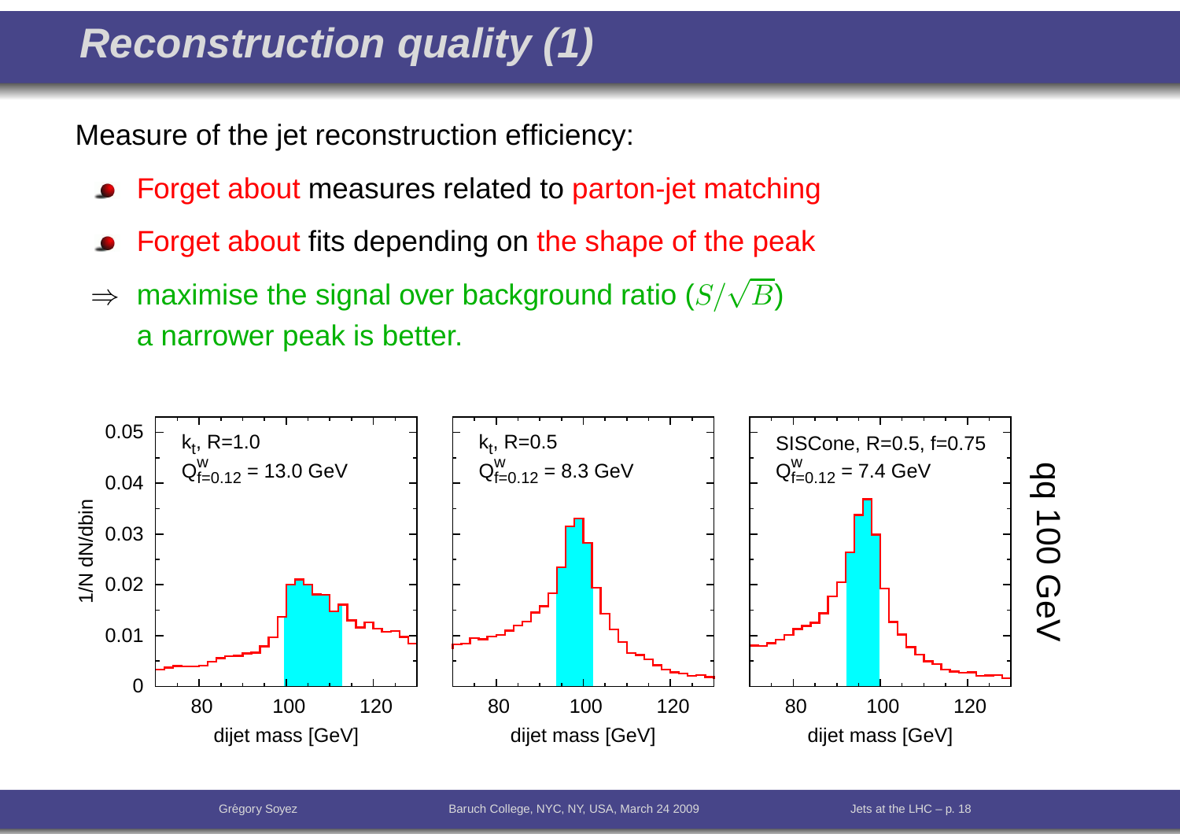# Reconstruction quality (1)

Measure of the jet reconstruction efficiency:

- Forget about measures related to parton-jet matching
- Forget about fits depending on the shape of the peak

$\Rightarrow$ maximise the signal over background ratio ($S/\sqrt{B}$)
a narrower peak is better.

$k_t$, R=1.0
$Q^{W}_{f=0.12}$ = 13.0 GeV

$k_t$, R=0.5
$Q^{W}_{f=0.12}$ = 8.3 GeV

SISCone, R=0.5, f=0.75
$Q^{W}_{f=0.12}$ = 7.4 GeV

qq 100 GeV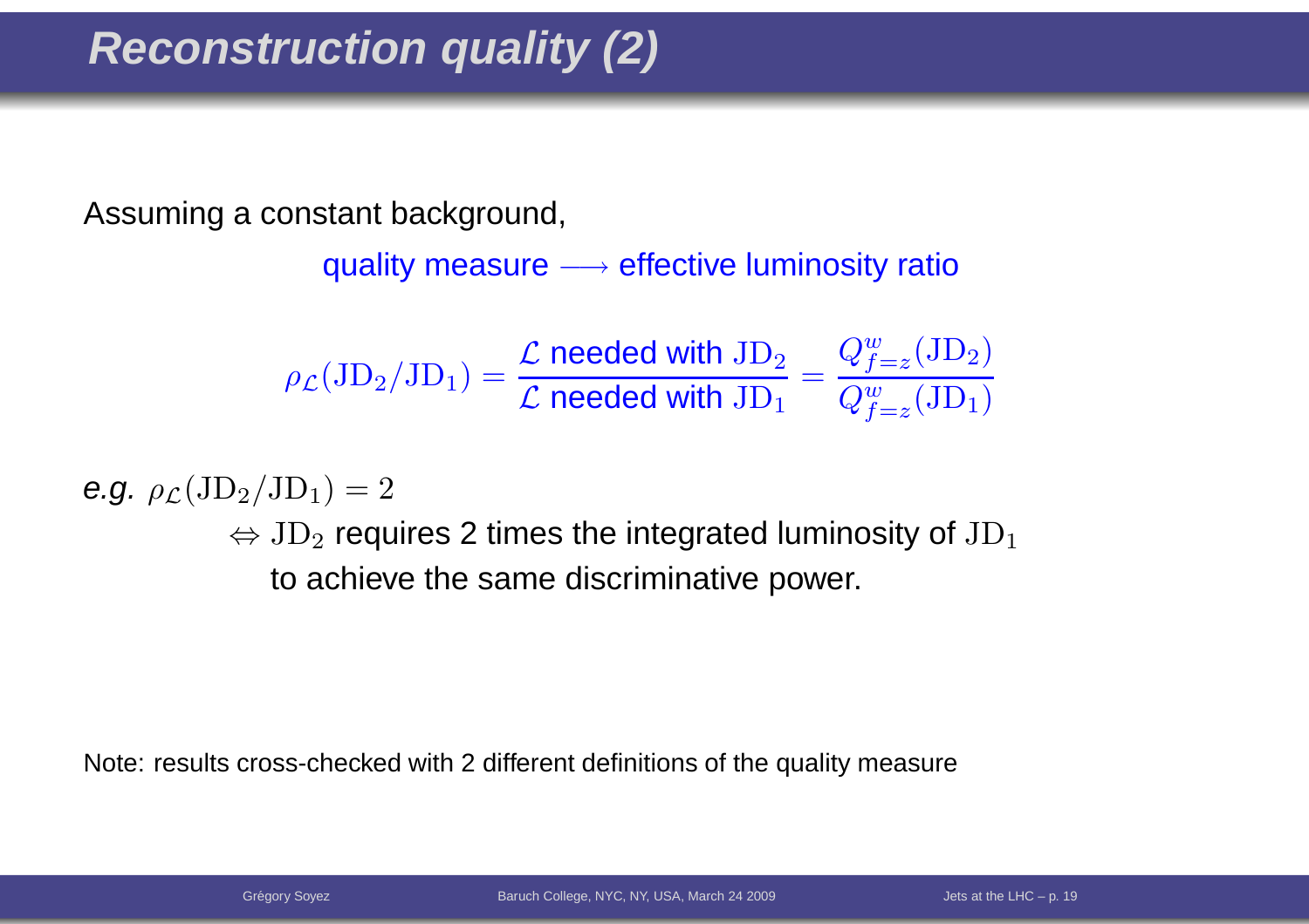# Reconstruction quality (2)

Assuming a constant background,

quality measure $\longrightarrow$ effective luminosity ratio

$$\rho_{\mathcal{L}}(\mathrm{JD}_2/\mathrm{JD}_1) = \frac{\mathcal{L} \text{ needed with } \mathrm{JD}_2}{\mathcal{L} \text{ needed with } \mathrm{JD}_1} = \frac{Q^w_{f=z}(\mathrm{JD}_2)}{Q^w_{f=z}(\mathrm{JD}_1)}$$

*e.g.* $\rho_{\mathcal{L}}(\mathrm{JD}_2/\mathrm{JD}_1) = 2$

$\Leftrightarrow \mathrm{JD}_2$ requires 2 times the integrated luminosity of $\mathrm{JD}_1$ to achieve the same discriminative power.

Note: results cross-checked with 2 different definitions of the quality measure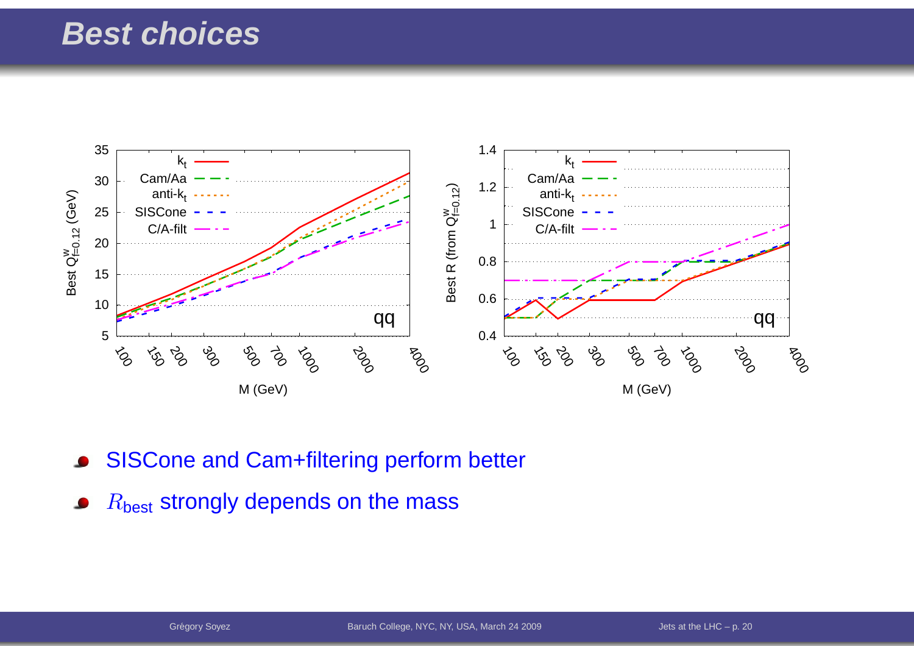# Best choices

- SISCone and Cam+filtering perform better
- $R_{\text{best}}$ strongly depends on the mass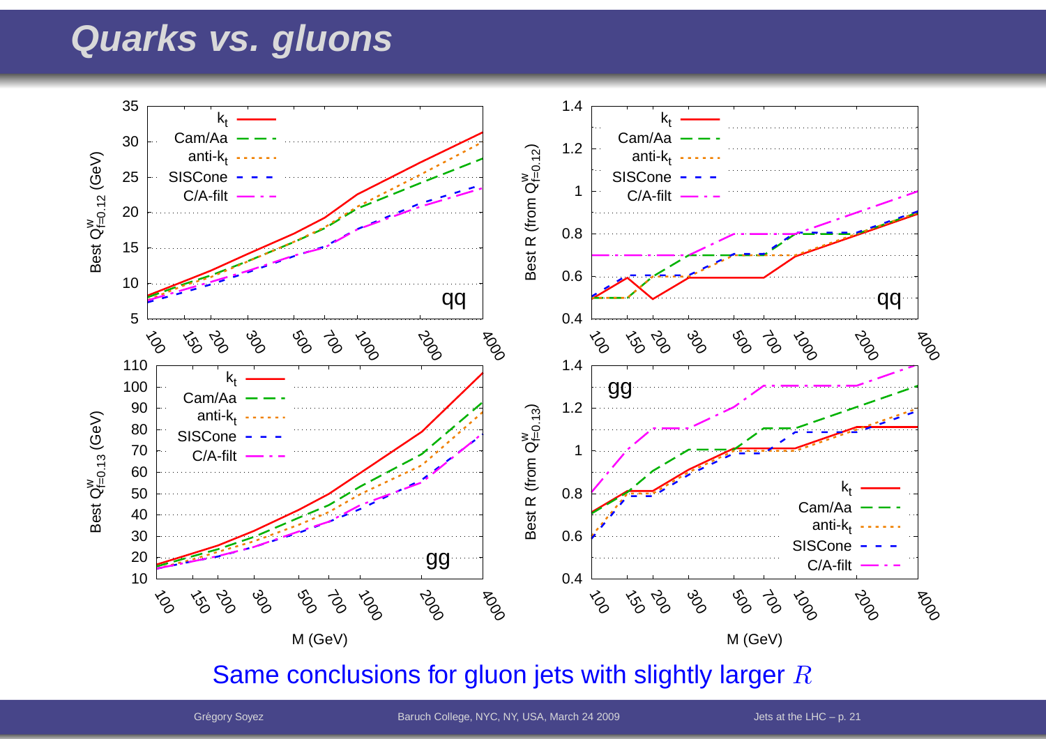# Quarks vs. gluons

Same conclusions for gluon jets with slightly larger $R$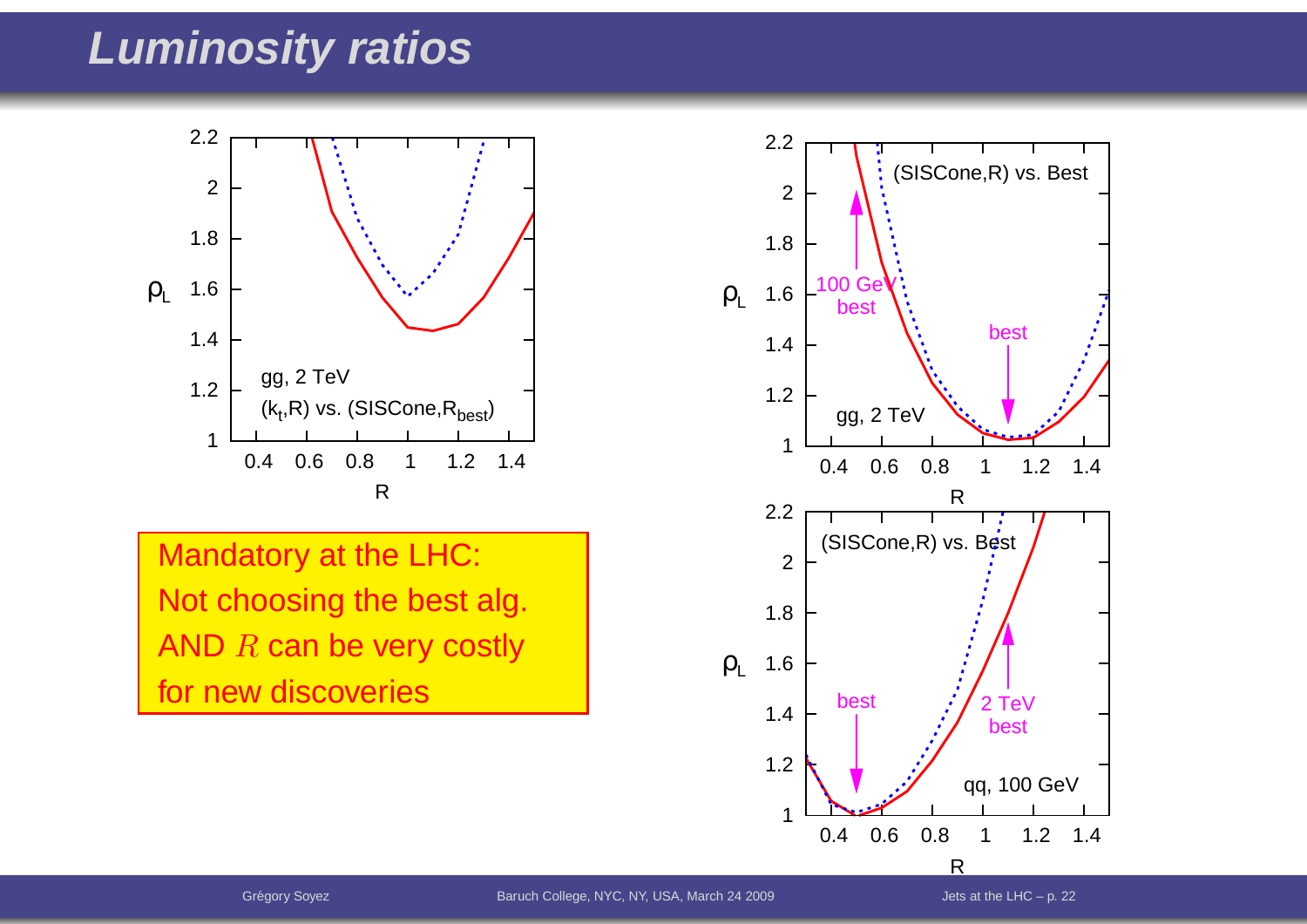# Luminosity ratios

Mandatory at the LHC:
Not choosing the best alg.
AND $R$ can be very costly
for new discoveries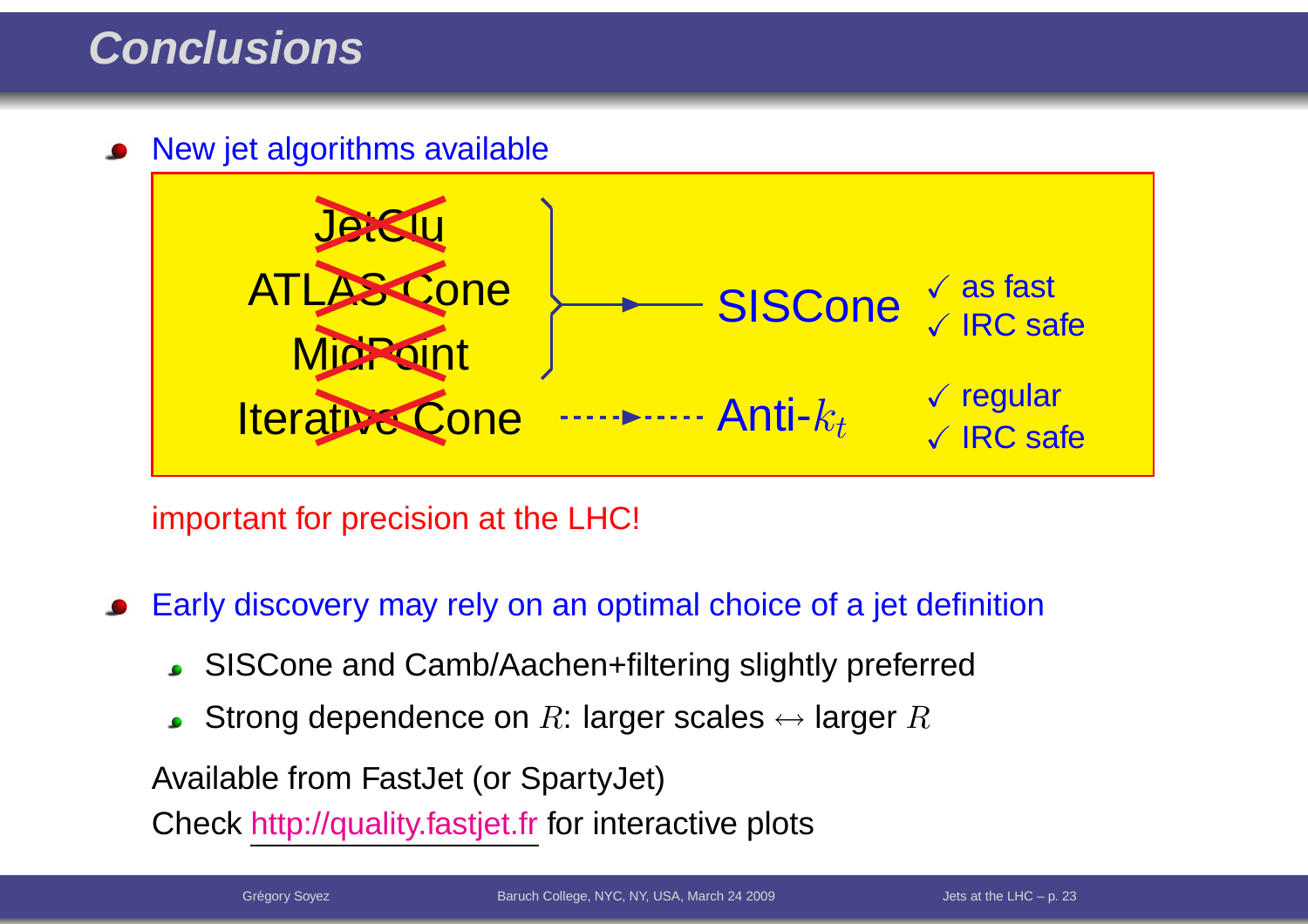# Conclusions

- New jet algorithms available

| Old algorithm (crossed out) | | New algorithm | Properties |
|---|---|---|---|
| ~~JetClu~~ | | | |
| ~~ATLAS Cone~~ | → | SISCone | ✓ as fast, ✓ IRC safe |
| ~~MidPoint~~ | | | |
| ~~Iterative Cone~~ | ⇢ | Anti-$k_t$ | ✓ regular, ✓ IRC safe |

important for precision at the LHC!

- Early discovery may rely on an optimal choice of a jet definition
  - SISCone and Camb/Aachen+filtering slightly preferred
  - Strong dependence on $R$: larger scales $\leftrightarrow$ larger $R$

Available from FastJet (or SpartyJet)

Check http://quality.fastjet.fr for interactive plots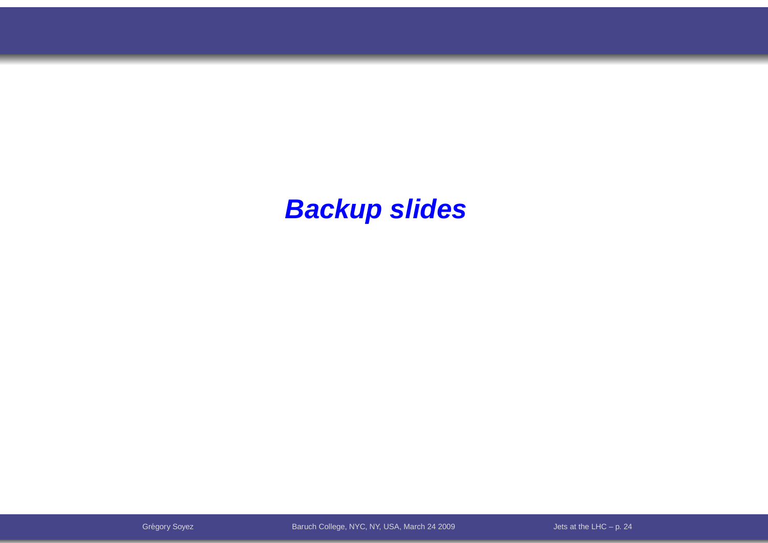# *Backup slides*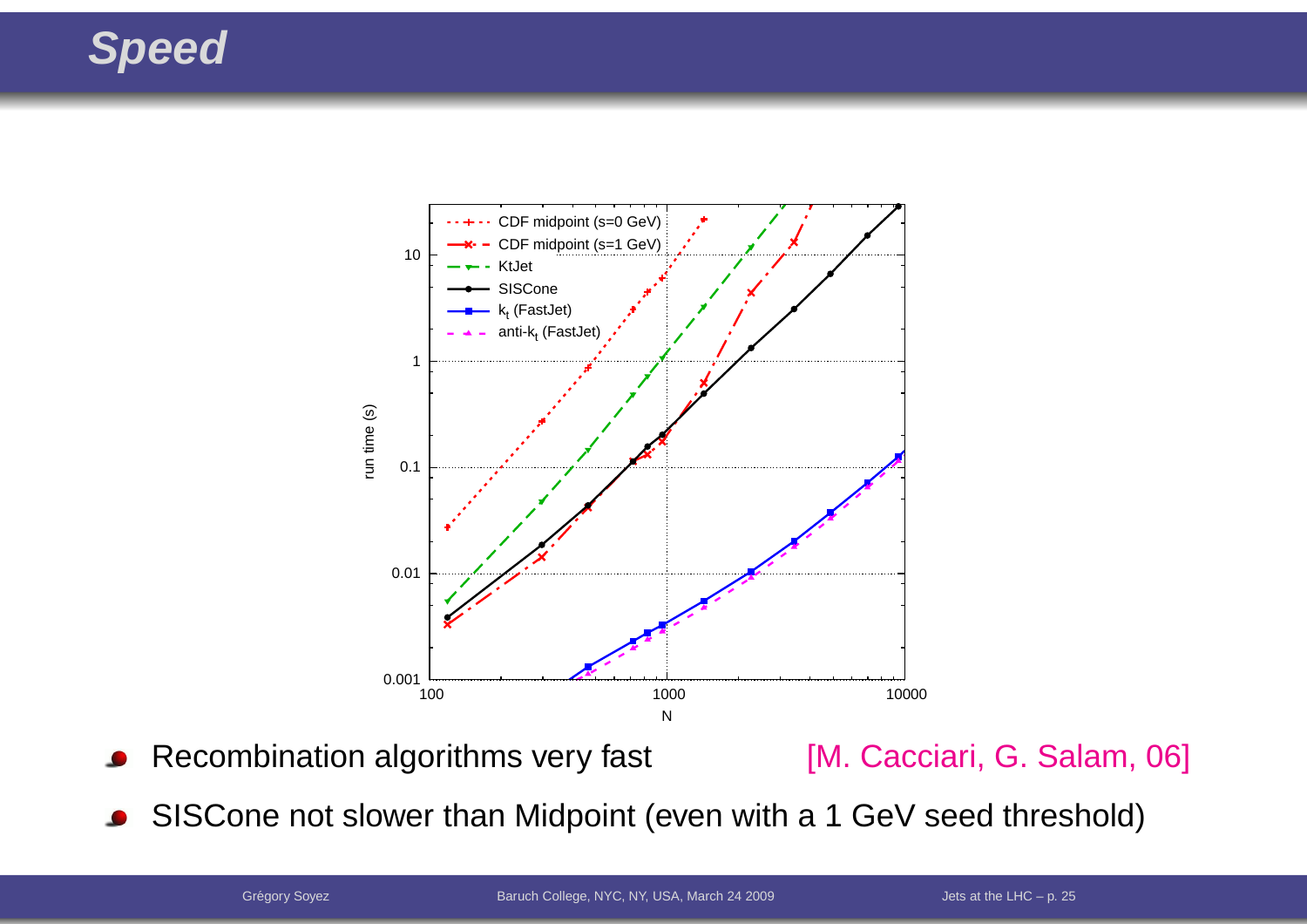# Speed

- Recombination algorithms very fast [M. Cacciari, G. Salam, 06]
- SISCone not slower than Midpoint (even with a 1 GeV seed threshold)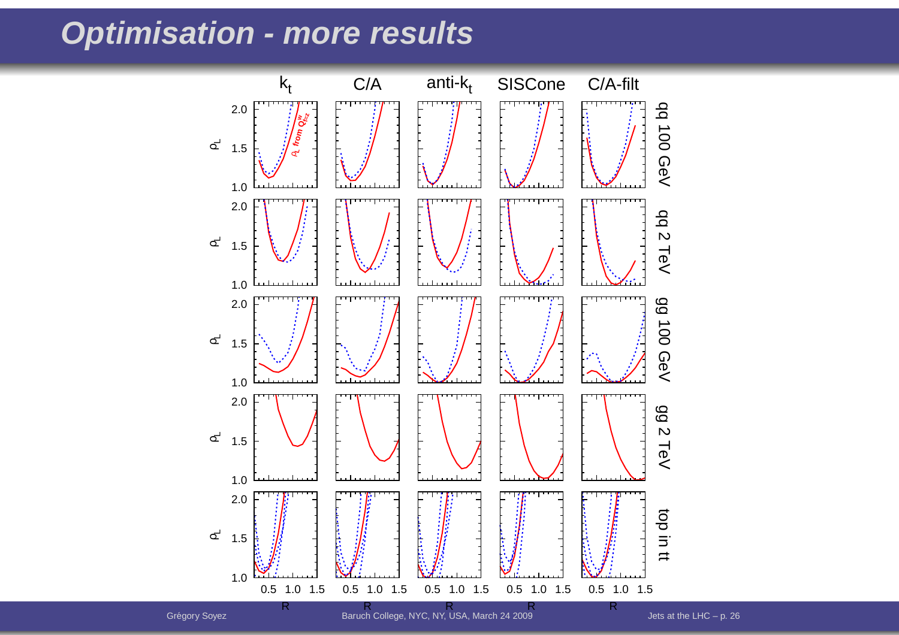# Optimisation - more results

| | $k_t$ | C/A | anti-$k_t$ | SISCone | C/A-filt |
|---|---|---|---|---|---|
| qq 100 GeV | | | | | |
| qg 2 TeV | | | | | |
| gg 100 GeV | | | | | |
| gg 2 TeV | | | | | |
| top in tt | | | | | |

$\rho_L$ from $Q^w_{f=z}$

$\rho_L$ vs. R (R from 0.5 to 1.5; $\rho_L$ from 1.0 to 2.0)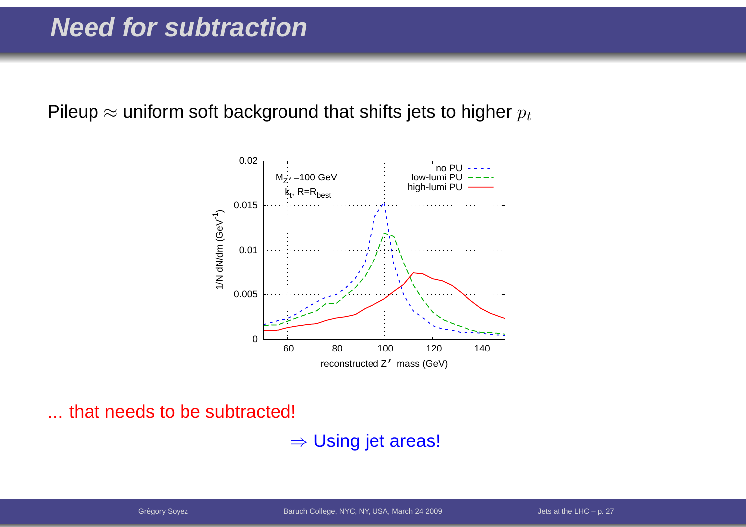# Need for subtraction

Pileup $\approx$ uniform soft background that shifts jets to higher $p_t$

... that needs to be subtracted!

$\Rightarrow$ Using jet areas!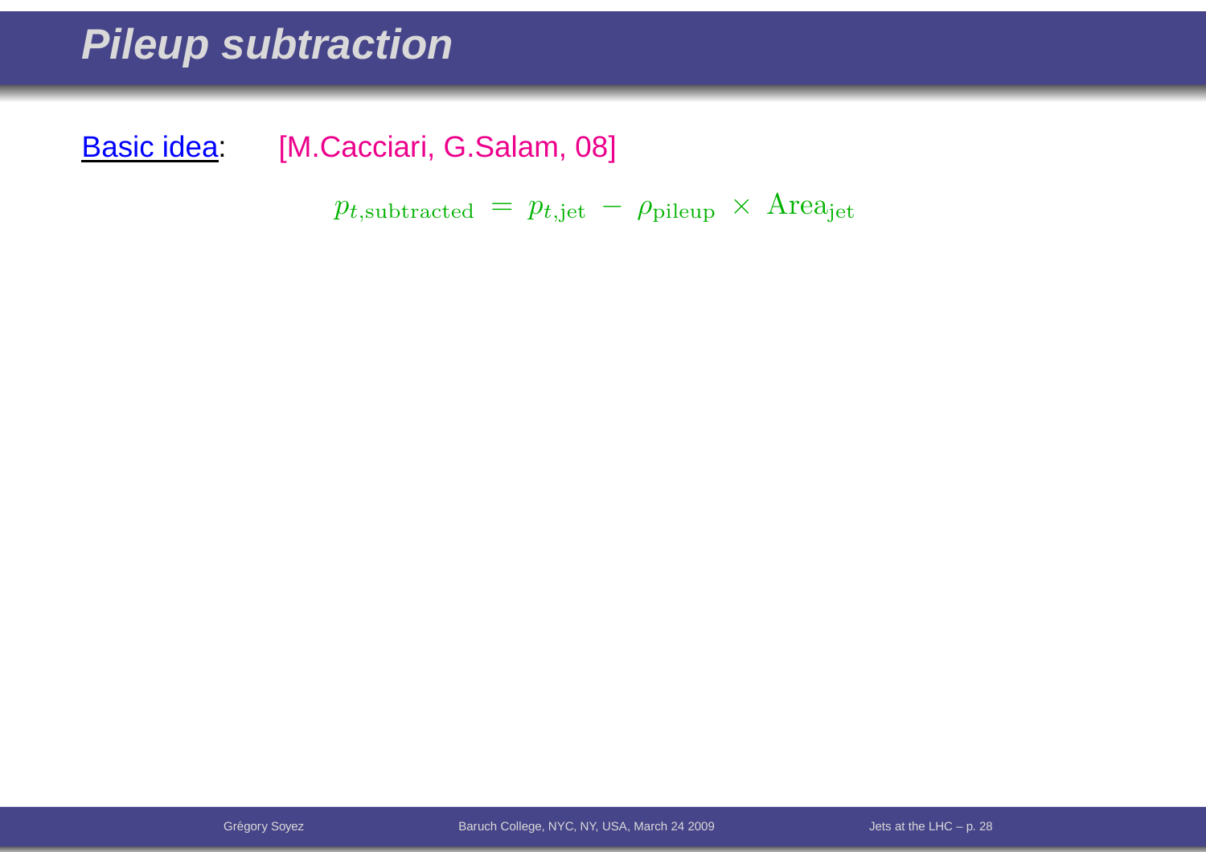# Pileup subtraction

Basic idea: [M.Cacciari, G.Salam, 08]

$$p_{t,\text{subtracted}} = p_{t,\text{jet}} - \rho_{\text{pileup}} \times \text{Area}_{\text{jet}}$$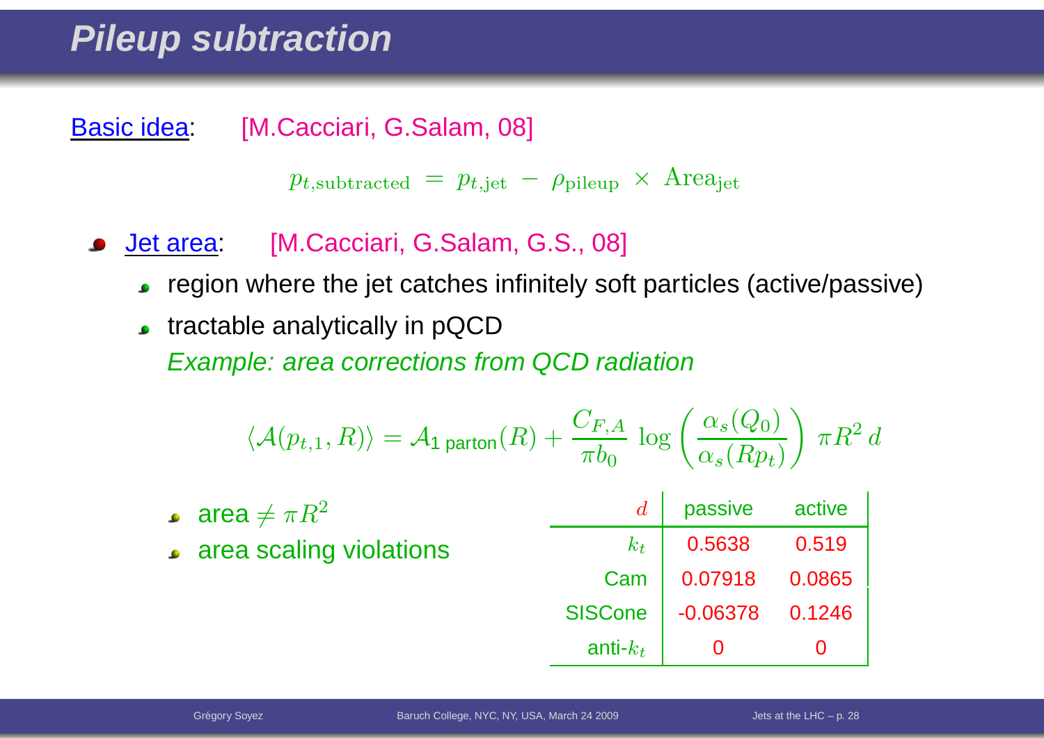# Pileup subtraction

Basic idea: [M.Cacciari, G.Salam, 08]

$$p_{t,\text{subtracted}} = p_{t,\text{jet}} - \rho_{\text{pileup}} \times \text{Area}_{\text{jet}}$$

- Jet area: [M.Cacciari, G.Salam, G.S., 08]
  - region where the jet catches infinitely soft particles (active/passive)
  - tractable analytically in pQCD

    *Example: area corrections from QCD radiation*

$$\langle \mathcal{A}(p_{t,1}, R) \rangle = \mathcal{A}_{\text{1 parton}}(R) + \frac{C_{F,A}}{\pi b_0} \log\left(\frac{\alpha_s(Q_0)}{\alpha_s(R p_t)}\right) \pi R^2 \, d$$

  - area $\neq \pi R^2$
  - area scaling violations

| $d$ | passive | active |
| --- | --- | --- |
| $k_t$ | 0.5638 | 0.519 |
| Cam | 0.07918 | 0.0865 |
| SISCone | -0.06378 | 0.1246 |
| anti-$k_t$ | 0 | 0 |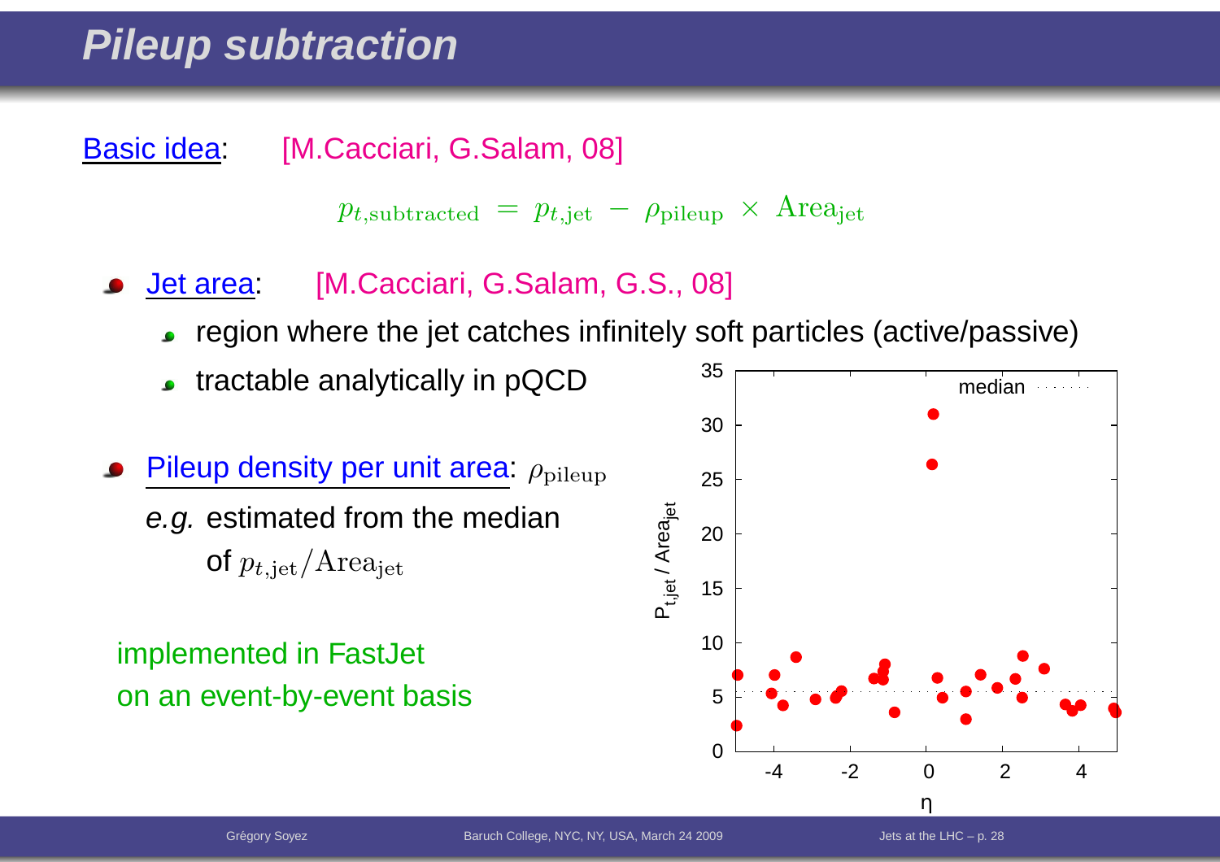# Pileup subtraction

Basic idea: [M.Cacciari, G.Salam, 08]

$$p_{t,\text{subtracted}} = p_{t,\text{jet}} - \rho_{\text{pileup}} \times \text{Area}_{\text{jet}}$$

- Jet area: [M.Cacciari, G.Salam, G.S., 08]
  - region where the jet catches infinitely soft particles (active/passive)
  - tractable analytically in pQCD
- Pileup density per unit area: $\rho_{\text{pileup}}$

  *e.g.* estimated from the median of $p_{t,\text{jet}}/\text{Area}_{\text{jet}}$

implemented in FastJet
on an event-by-event basis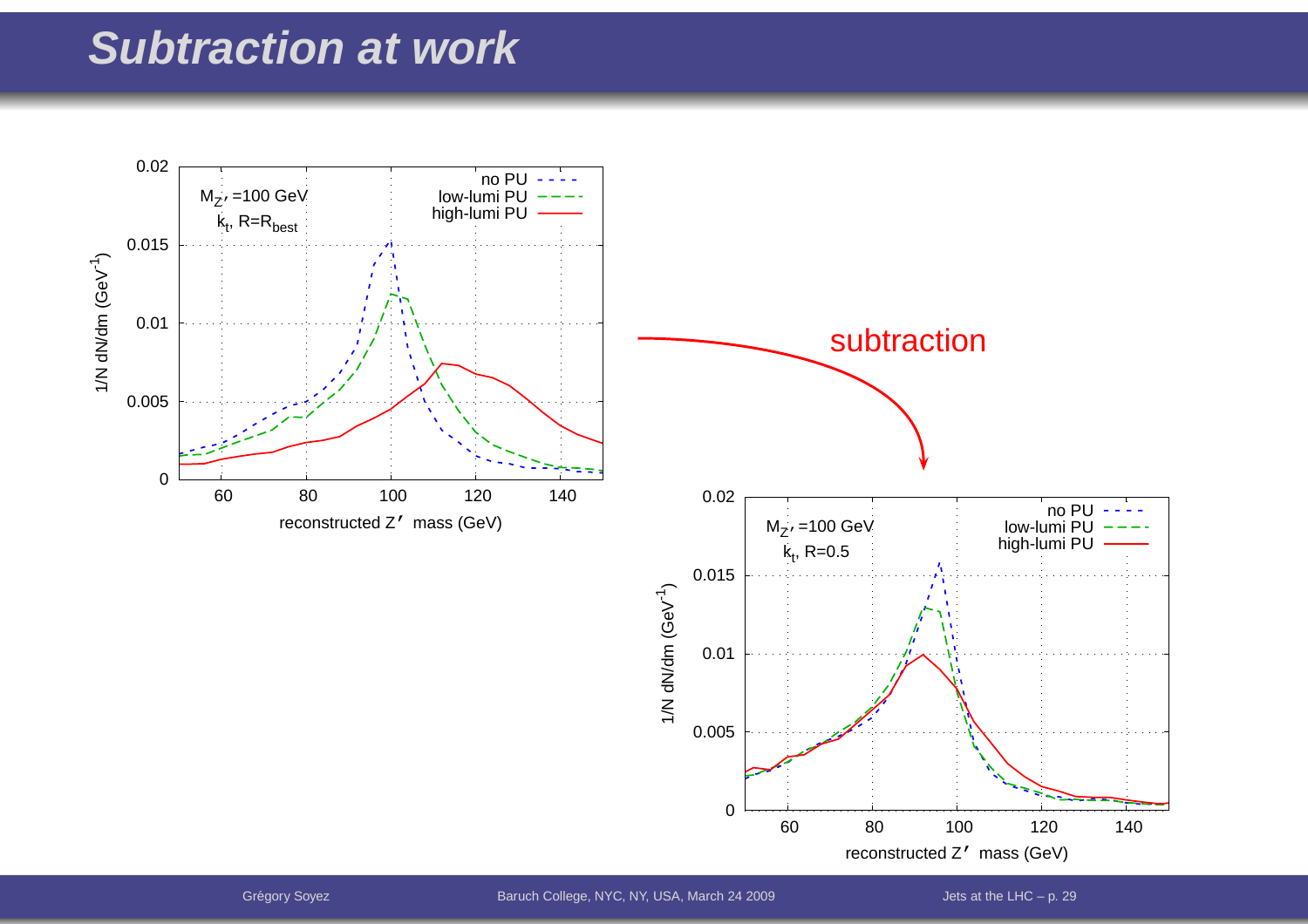# Subtraction at work

$M_{Z'}$ =100 GeV

$k_t$, R=$R_{best}$

no PU

low-lumi PU

high-lumi PU

1/N dN/dm ($GeV^{-1}$)

reconstructed Z′ mass (GeV)

subtraction

$M_{Z'}$ =100 GeV

$k_t$, R=0.5

no PU

low-lumi PU

high-lumi PU

1/N dN/dm ($GeV^{-1}$)

reconstructed Z′ mass (GeV)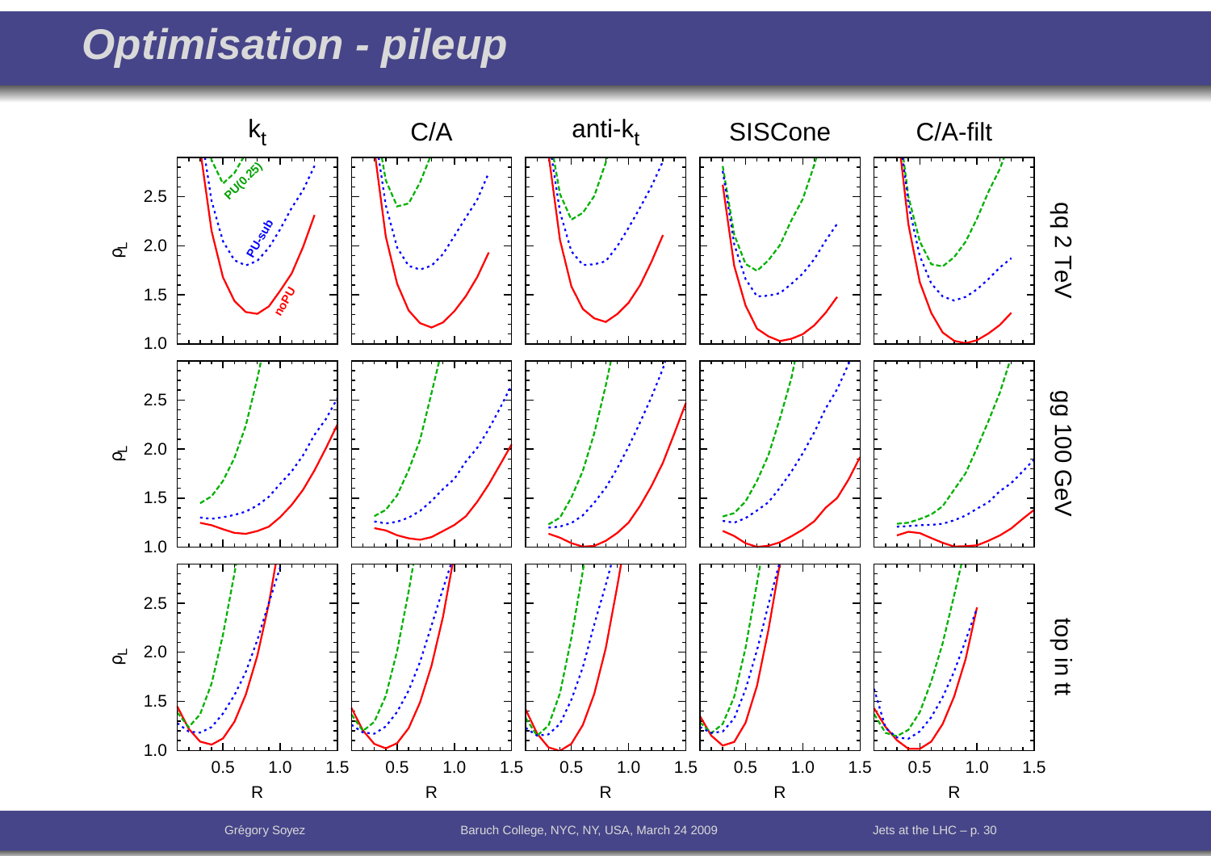# Optimisation - pileup

$k_t$ C/A anti-$k_t$ SISCone C/A-filt

qq 2 TeV

gg 100 GeV

top in tt

$\rho_L$

R

PU(0.25)

PU-sub

noPU

1.0 1.5 2.0 2.5

0.5 1.0 1.5